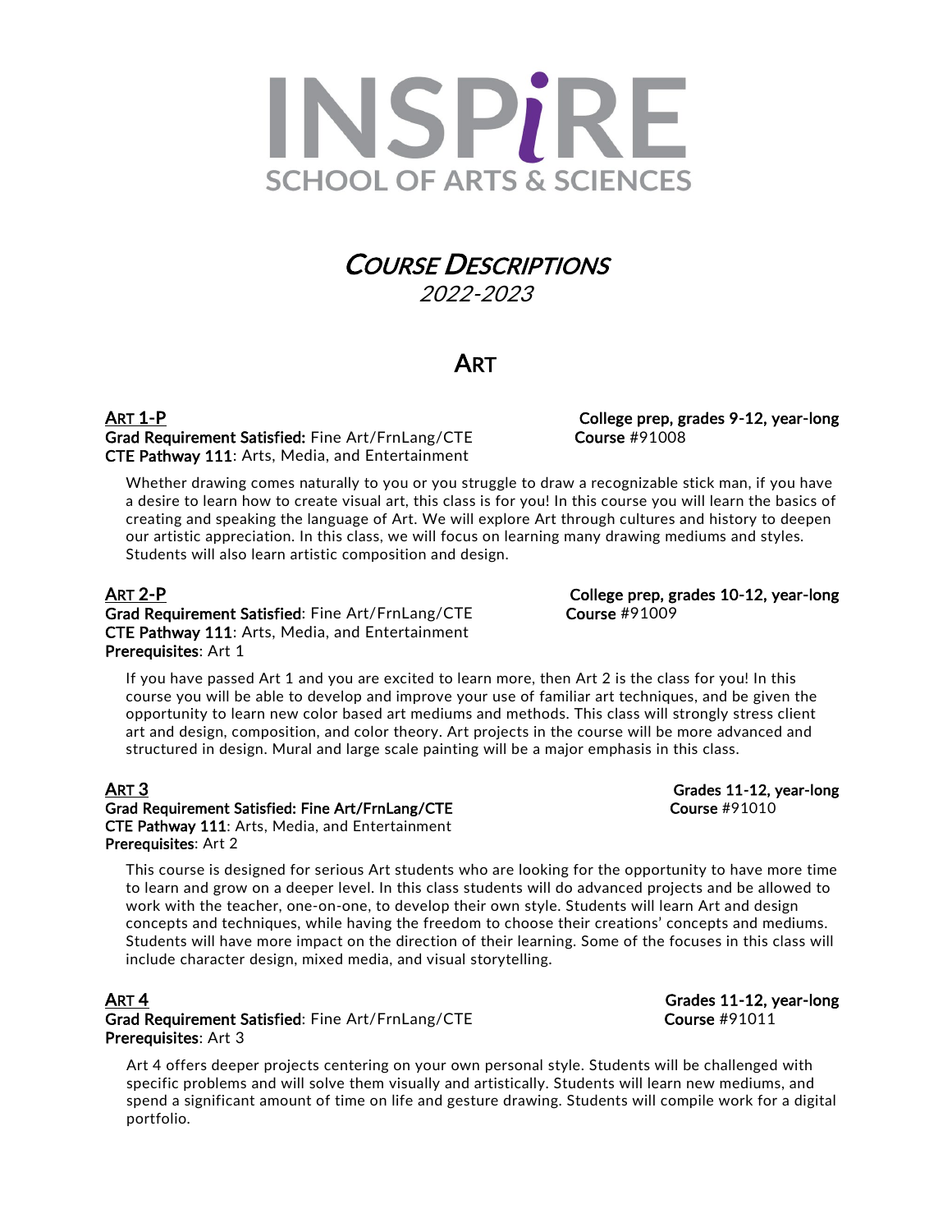# INSPiRE

SCHOOL OF ARTS & SCIENCES

# *Course Descriptions*

*2022-2023*

## Art

### Art 1-P

**College prep, grades 9-12, year-long**

**Grad Requirement Satisfied:** Fine Art/FrnLang/CTE

**Course** #91008

**CTE Pathway 111**: Arts, Media, and Entertainment

Whether drawing comes naturally to you or you struggle to draw a recognizable stick man, if you have a desire to learn how to create visual art, this class is for you! In this course you will learn the basics of creating and speaking the language of Art. We will explore Art through cultures and history to deepen our artistic appreciation. In this class, we will focus on learning many drawing mediums and styles. Students will also learn artistic composition and design.

### Art 2-P

**College prep, grades 10-12, year-long**

**Grad Requirement Satisfied**: Fine Art/FrnLang/CTE

**Course** #91009

**CTE Pathway 111**: Arts, Media, and Entertainment

**Prerequisites**: Art 1

If you have passed Art 1 and you are excited to learn more, then Art 2 is the class for you! In this course you will be able to develop and improve your use of familiar art techniques, and be given the opportunity to learn new color based art mediums and methods. This class will strongly stress client art and design, composition, and color theory. Art projects in the course will be more advanced and structured in design. Mural and large scale painting will be a major emphasis in this class.

### Art 3

**Grades 11-12, year-long**

**Grad Requirement Satisfied: Fine Art/FrnLang/CTE**

**Course** #91010

**CTE Pathway 111**: Arts, Media, and Entertainment

**Prerequisites**: Art 2

This course is designed for serious Art students who are looking for the opportunity to have more time to learn and grow on a deeper level. In this class students will do advanced projects and be allowed to work with the teacher, one-on-one, to develop their own style. Students will learn Art and design concepts and techniques, while having the freedom to choose their creations' concepts and mediums. Students will have more impact on the direction of their learning. Some of the focuses in this class will include character design, mixed media, and visual storytelling.

### Art 4

**Grades 11-12, year-long**

**Grad Requirement Satisfied**: Fine Art/FrnLang/CTE

**Course** #91011

**Prerequisites**: Art 3

Art 4 offers deeper projects centering on your own personal style. Students will be challenged with specific problems and will solve them visually and artistically. Students will learn new mediums, and spend a significant amount of time on life and gesture drawing. Students will compile work for a digital portfolio.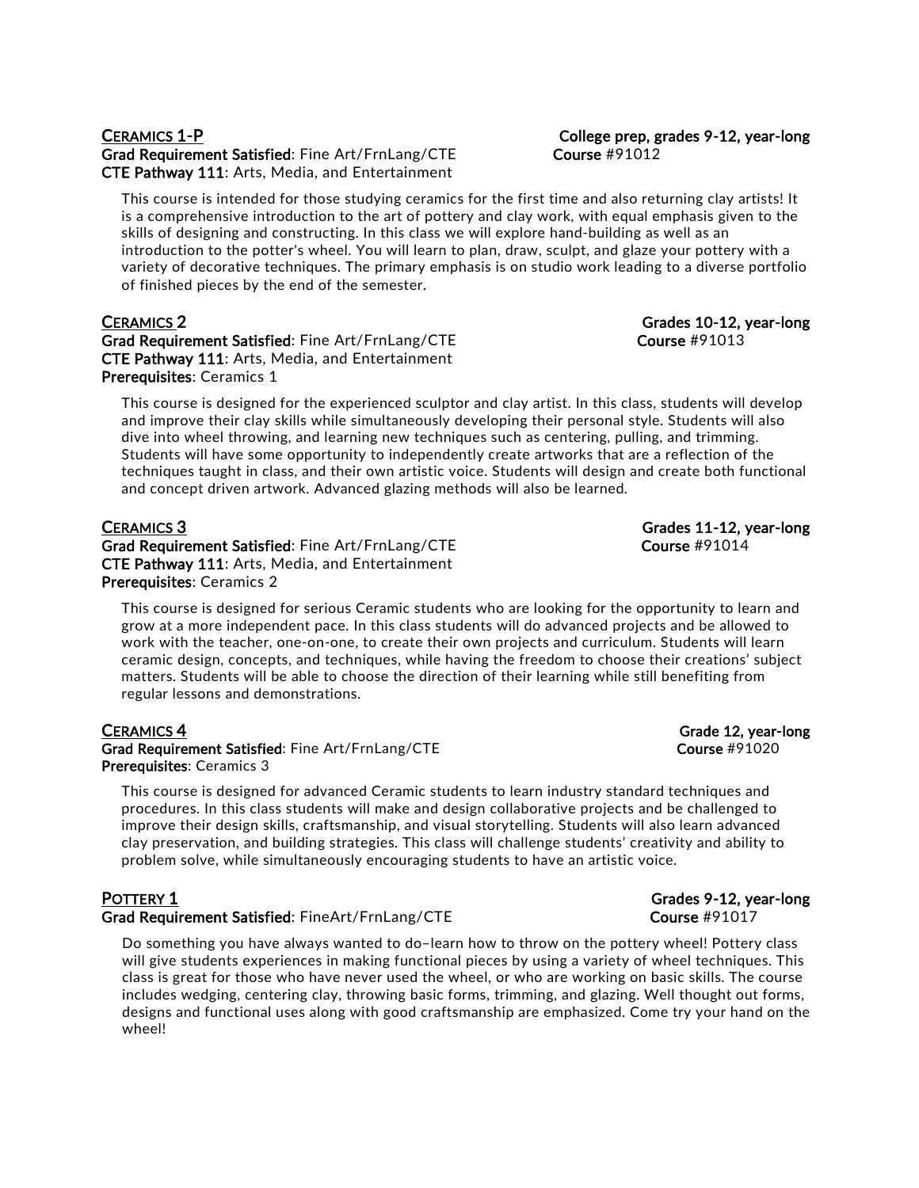## CERAMICS 1-P

**College prep, grades 9-12, year-long**

**Grad Requirement Satisfied**: Fine Art/FrnLang/CTE
**Course** #91012
**CTE Pathway 111**: Arts, Media, and Entertainment

This course is intended for those studying ceramics for the first time and also returning clay artists! It is a comprehensive introduction to the art of pottery and clay work, with equal emphasis given to the skills of designing and constructing. In this class we will explore hand-building as well as an introduction to the potter's wheel. You will learn to plan, draw, sculpt, and glaze your pottery with a variety of decorative techniques. The primary emphasis is on studio work leading to a diverse portfolio of finished pieces by the end of the semester.

## CERAMICS 2

**Grades 10-12, year-long**

**Grad Requirement Satisfied**: Fine Art/FrnLang/CTE
**Course** #91013
**CTE Pathway 111**: Arts, Media, and Entertainment
**Prerequisites**: Ceramics 1

This course is designed for the experienced sculptor and clay artist. In this class, students will develop and improve their clay skills while simultaneously developing their personal style. Students will also dive into wheel throwing, and learning new techniques such as centering, pulling, and trimming. Students will have some opportunity to independently create artworks that are a reflection of the techniques taught in class, and their own artistic voice. Students will design and create both functional and concept driven artwork. Advanced glazing methods will also be learned.

## CERAMICS 3

**Grades 11-12, year-long**

**Grad Requirement Satisfied**: Fine Art/FrnLang/CTE
**Course** #91014
**CTE Pathway 111**: Arts, Media, and Entertainment
**Prerequisites**: Ceramics 2

This course is designed for serious Ceramic students who are looking for the opportunity to learn and grow at a more independent pace. In this class students will do advanced projects and be allowed to work with the teacher, one-on-one, to create their own projects and curriculum. Students will learn ceramic design, concepts, and techniques, while having the freedom to choose their creations' subject matters. Students will be able to choose the direction of their learning while still benefiting from regular lessons and demonstrations.

## CERAMICS 4

**Grade 12, year-long**

**Grad Requirement Satisfied**: Fine Art/FrnLang/CTE
**Course** #91020
**Prerequisites**: Ceramics 3

This course is designed for advanced Ceramic students to learn industry standard techniques and procedures. In this class students will make and design collaborative projects and be challenged to improve their design skills, craftsmanship, and visual storytelling. Students will also learn advanced clay preservation, and building strategies. This class will challenge students' creativity and ability to problem solve, while simultaneously encouraging students to have an artistic voice.

## POTTERY 1

**Grades 9-12, year-long**

**Grad Requirement Satisfied**: FineArt/FrnLang/CTE
**Course** #91017

Do something you have always wanted to do–learn how to throw on the pottery wheel! Pottery class will give students experiences in making functional pieces by using a variety of wheel techniques. This class is great for those who have never used the wheel, or who are working on basic skills. The course includes wedging, centering clay, throwing basic forms, trimming, and glazing. Well thought out forms, designs and functional uses along with good craftsmanship are emphasized. Come try your hand on the wheel!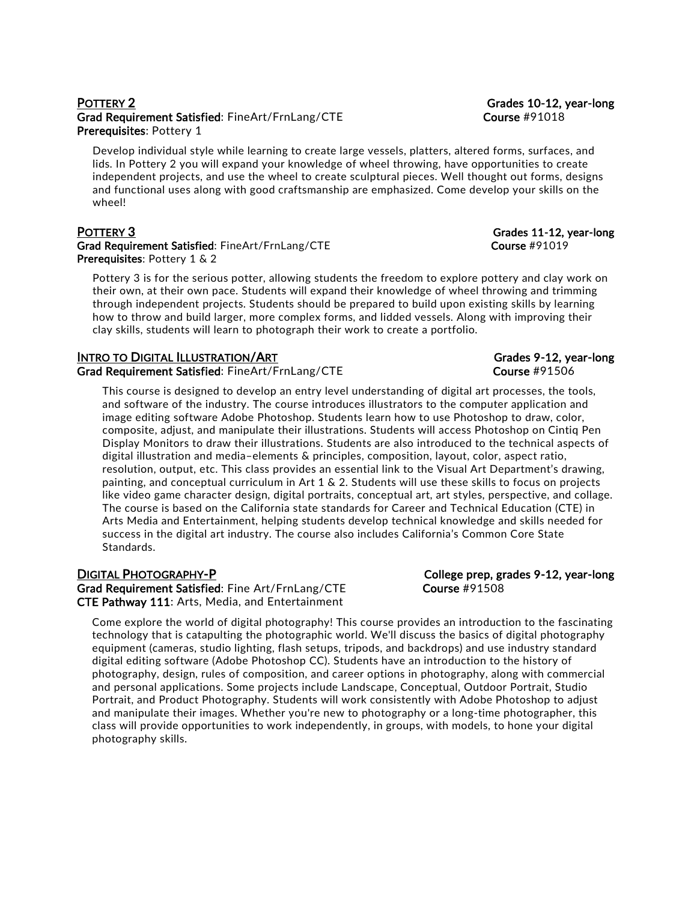## Pottery 2

**Grades 10-12, year-long**

**Grad Requirement Satisfied**: FineArt/FrnLang/CTE **Course** #91018

**Prerequisites**: Pottery 1

Develop individual style while learning to create large vessels, platters, altered forms, surfaces, and lids. In Pottery 2 you will expand your knowledge of wheel throwing, have opportunities to create independent projects, and use the wheel to create sculptural pieces. Well thought out forms, designs and functional uses along with good craftsmanship are emphasized. Come develop your skills on the wheel!

## Pottery 3

**Grades 11-12, year-long**

**Grad Requirement Satisfied**: FineArt/FrnLang/CTE **Course** #91019

**Prerequisites**: Pottery 1 & 2

Pottery 3 is for the serious potter, allowing students the freedom to explore pottery and clay work on their own, at their own pace. Students will expand their knowledge of wheel throwing and trimming through independent projects. Students should be prepared to build upon existing skills by learning how to throw and build larger, more complex forms, and lidded vessels. Along with improving their clay skills, students will learn to photograph their work to create a portfolio.

## Intro to Digital Illustration/Art

**Grades 9-12, year-long**

**Grad Requirement Satisfied**: FineArt/FrnLang/CTE **Course** #91506

This course is designed to develop an entry level understanding of digital art processes, the tools, and software of the industry. The course introduces illustrators to the computer application and image editing software Adobe Photoshop. Students learn how to use Photoshop to draw, color, composite, adjust, and manipulate their illustrations. Students will access Photoshop on Cintiq Pen Display Monitors to draw their illustrations. Students are also introduced to the technical aspects of digital illustration and media–elements & principles, composition, layout, color, aspect ratio, resolution, output, etc. This class provides an essential link to the Visual Art Department's drawing, painting, and conceptual curriculum in Art 1 & 2. Students will use these skills to focus on projects like video game character design, digital portraits, conceptual art, art styles, perspective, and collage. The course is based on the California state standards for Career and Technical Education (CTE) in Arts Media and Entertainment, helping students develop technical knowledge and skills needed for success in the digital art industry. The course also includes California's Common Core State Standards.

## Digital Photography-P

**College prep, grades 9-12, year-long**

**Grad Requirement Satisfied**: Fine Art/FrnLang/CTE **Course** #91508

**CTE Pathway 111**: Arts, Media, and Entertainment

Come explore the world of digital photography! This course provides an introduction to the fascinating technology that is catapulting the photographic world. We'll discuss the basics of digital photography equipment (cameras, studio lighting, flash setups, tripods, and backdrops) and use industry standard digital editing software (Adobe Photoshop CC). Students have an introduction to the history of photography, design, rules of composition, and career options in photography, along with commercial and personal applications. Some projects include Landscape, Conceptual, Outdoor Portrait, Studio Portrait, and Product Photography. Students will work consistently with Adobe Photoshop to adjust and manipulate their images. Whether you're new to photography or a long-time photographer, this class will provide opportunities to work independently, in groups, with models, to hone your digital photography skills.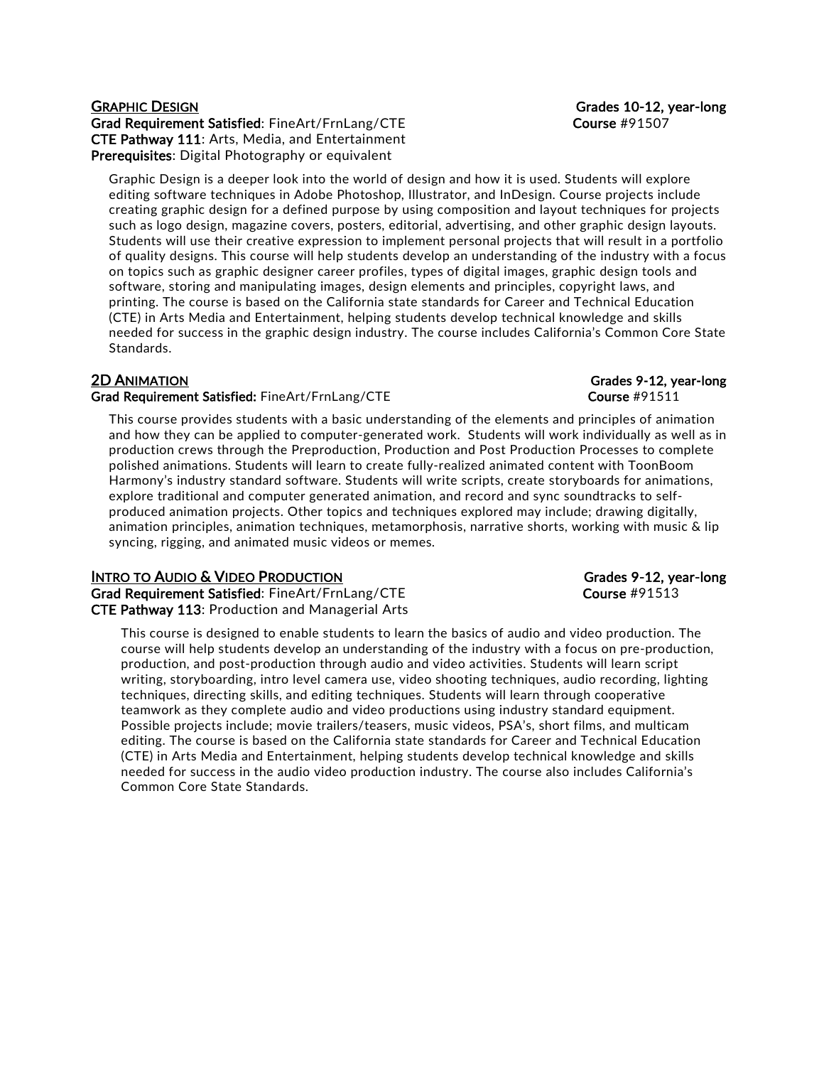## Graphic Design

**Grades 10-12, year-long**

**Grad Requirement Satisfied**: FineArt/FrnLang/CTE
**Course** #91507
**CTE Pathway 111**: Arts, Media, and Entertainment
**Prerequisites**: Digital Photography or equivalent

Graphic Design is a deeper look into the world of design and how it is used. Students will explore editing software techniques in Adobe Photoshop, Illustrator, and InDesign. Course projects include creating graphic design for a defined purpose by using composition and layout techniques for projects such as logo design, magazine covers, posters, editorial, advertising, and other graphic design layouts. Students will use their creative expression to implement personal projects that will result in a portfolio of quality designs. This course will help students develop an understanding of the industry with a focus on topics such as graphic designer career profiles, types of digital images, graphic design tools and software, storing and manipulating images, design elements and principles, copyright laws, and printing. The course is based on the California state standards for Career and Technical Education (CTE) in Arts Media and Entertainment, helping students develop technical knowledge and skills needed for success in the graphic design industry. The course includes California's Common Core State Standards.

## 2D Animation

**Grades 9-12, year-long**

**Grad Requirement Satisfied:** FineArt/FrnLang/CTE
**Course** #91511

This course provides students with a basic understanding of the elements and principles of animation and how they can be applied to computer-generated work. Students will work individually as well as in production crews through the Preproduction, Production and Post Production Processes to complete polished animations. Students will learn to create fully-realized animated content with ToonBoom Harmony's industry standard software. Students will write scripts, create storyboards for animations, explore traditional and computer generated animation, and record and sync soundtracks to self-produced animation projects. Other topics and techniques explored may include; drawing digitally, animation principles, animation techniques, metamorphosis, narrative shorts, working with music & lip syncing, rigging, and animated music videos or memes.

## Intro to Audio & Video Production

**Grades 9-12, year-long**

**Grad Requirement Satisfied**: FineArt/FrnLang/CTE
**Course** #91513
**CTE Pathway 113**: Production and Managerial Arts

This course is designed to enable students to learn the basics of audio and video production. The course will help students develop an understanding of the industry with a focus on pre-production, production, and post-production through audio and video activities. Students will learn script writing, storyboarding, intro level camera use, video shooting techniques, audio recording, lighting techniques, directing skills, and editing techniques. Students will learn through cooperative teamwork as they complete audio and video productions using industry standard equipment. Possible projects include; movie trailers/teasers, music videos, PSA's, short films, and multicam editing. The course is based on the California state standards for Career and Technical Education (CTE) in Arts Media and Entertainment, helping students develop technical knowledge and skills needed for success in the audio video production industry. The course also includes California's Common Core State Standards.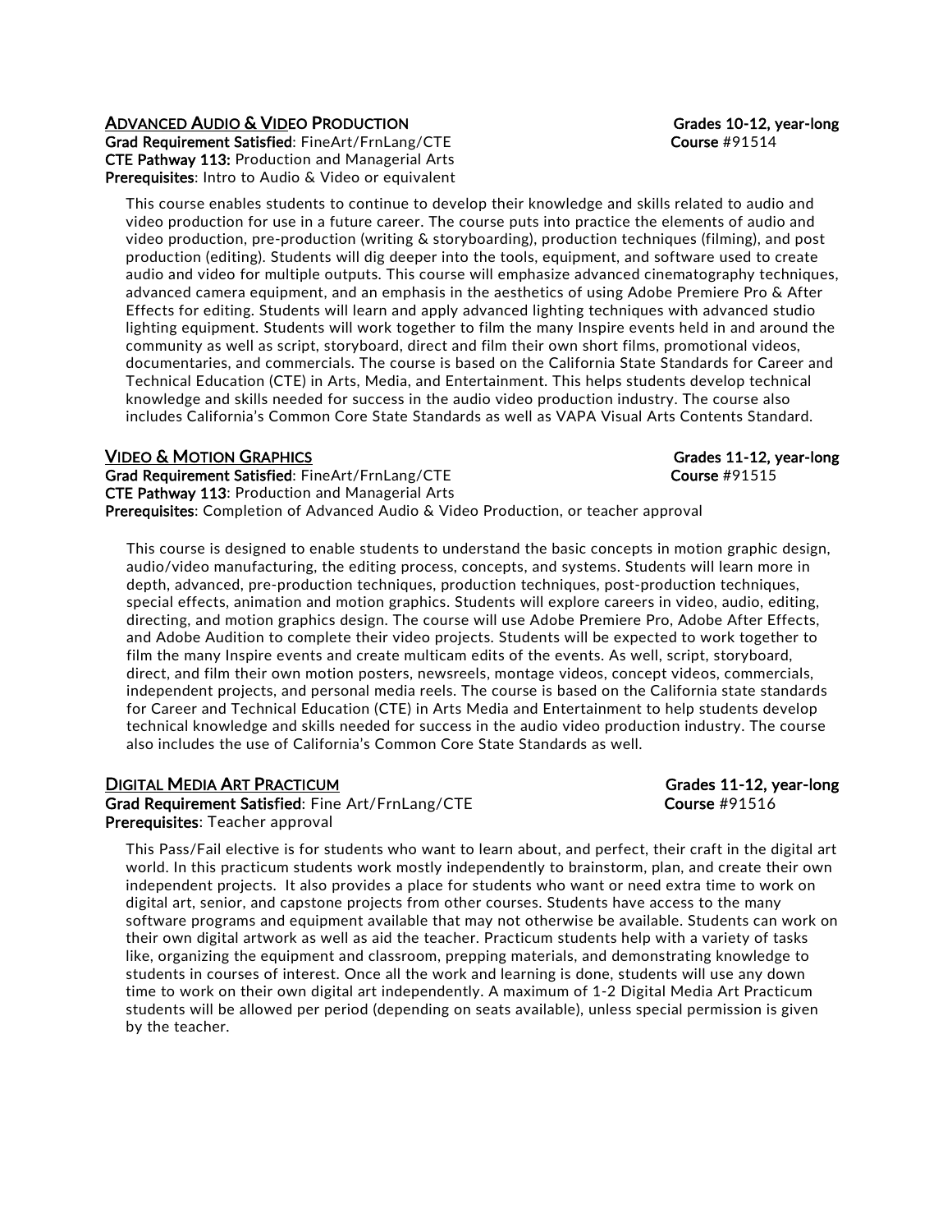## ADVANCED AUDIO & VIDEO PRODUCTION

**Grades 10-12, year-long**

**Grad Requirement Satisfied**: FineArt/FrnLang/CTE
**Course** #91514
**CTE Pathway 113:** Production and Managerial Arts
**Prerequisites**: Intro to Audio & Video or equivalent

This course enables students to continue to develop their knowledge and skills related to audio and video production for use in a future career. The course puts into practice the elements of audio and video production, pre-production (writing & storyboarding), production techniques (filming), and post production (editing). Students will dig deeper into the tools, equipment, and software used to create audio and video for multiple outputs. This course will emphasize advanced cinematography techniques, advanced camera equipment, and an emphasis in the aesthetics of using Adobe Premiere Pro & After Effects for editing. Students will learn and apply advanced lighting techniques with advanced studio lighting equipment. Students will work together to film the many Inspire events held in and around the community as well as script, storyboard, direct and film their own short films, promotional videos, documentaries, and commercials. The course is based on the California State Standards for Career and Technical Education (CTE) in Arts, Media, and Entertainment. This helps students develop technical knowledge and skills needed for success in the audio video production industry. The course also includes California's Common Core State Standards as well as VAPA Visual Arts Contents Standard.

## VIDEO & MOTION GRAPHICS

**Grades 11-12, year-long**

**Grad Requirement Satisfied**: FineArt/FrnLang/CTE
**Course** #91515
**CTE Pathway 113**: Production and Managerial Arts
**Prerequisites**: Completion of Advanced Audio & Video Production, or teacher approval

This course is designed to enable students to understand the basic concepts in motion graphic design, audio/video manufacturing, the editing process, concepts, and systems. Students will learn more in depth, advanced, pre-production techniques, production techniques, post-production techniques, special effects, animation and motion graphics. Students will explore careers in video, audio, editing, directing, and motion graphics design. The course will use Adobe Premiere Pro, Adobe After Effects, and Adobe Audition to complete their video projects. Students will be expected to work together to film the many Inspire events and create multicam edits of the events. As well, script, storyboard, direct, and film their own motion posters, newsreels, montage videos, concept videos, commercials, independent projects, and personal media reels. The course is based on the California state standards for Career and Technical Education (CTE) in Arts Media and Entertainment to help students develop technical knowledge and skills needed for success in the audio video production industry. The course also includes the use of California's Common Core State Standards as well.

## DIGITAL MEDIA ART PRACTICUM

**Grades 11-12, year-long**

**Grad Requirement Satisfied**: Fine Art/FrnLang/CTE
**Course** #91516
**Prerequisites**: Teacher approval

This Pass/Fail elective is for students who want to learn about, and perfect, their craft in the digital art world. In this practicum students work mostly independently to brainstorm, plan, and create their own independent projects. It also provides a place for students who want or need extra time to work on digital art, senior, and capstone projects from other courses. Students have access to the many software programs and equipment available that may not otherwise be available. Students can work on their own digital artwork as well as aid the teacher. Practicum students help with a variety of tasks like, organizing the equipment and classroom, prepping materials, and demonstrating knowledge to students in courses of interest. Once all the work and learning is done, students will use any down time to work on their own digital art independently. A maximum of 1-2 Digital Media Art Practicum students will be allowed per period (depending on seats available), unless special permission is given by the teacher.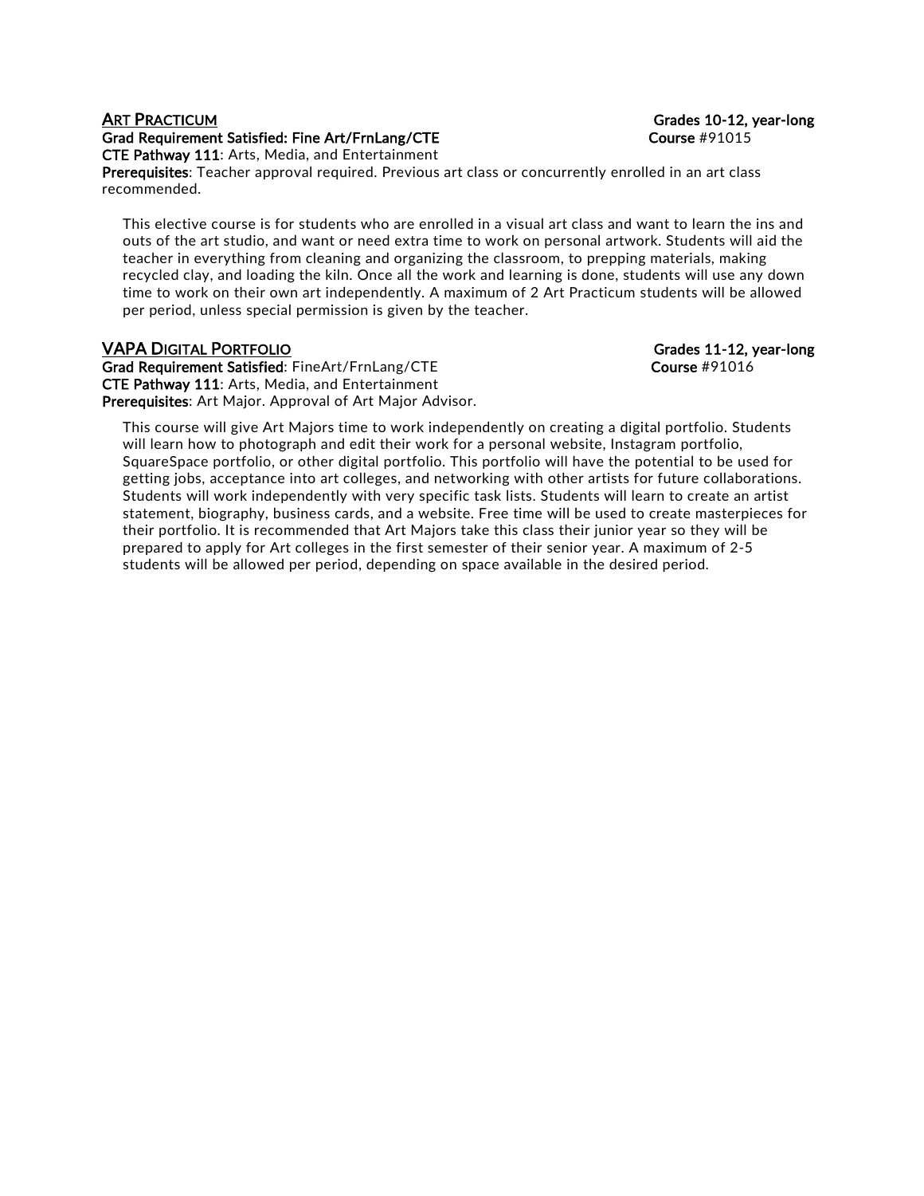### ART PRACTICUM

**Grades 10-12, year-long**

**Grad Requirement Satisfied: Fine Art/FrnLang/CTE**

**Course** #91015

**CTE Pathway 111**: Arts, Media, and Entertainment

**Prerequisites**: Teacher approval required. Previous art class or concurrently enrolled in an art class recommended.

This elective course is for students who are enrolled in a visual art class and want to learn the ins and outs of the art studio, and want or need extra time to work on personal artwork. Students will aid the teacher in everything from cleaning and organizing the classroom, to prepping materials, making recycled clay, and loading the kiln. Once all the work and learning is done, students will use any down time to work on their own art independently. A maximum of 2 Art Practicum students will be allowed per period, unless special permission is given by the teacher.

### VAPA DIGITAL PORTFOLIO

**Grades 11-12, year-long**

**Grad Requirement Satisfied**: FineArt/FrnLang/CTE

**Course** #91016

**CTE Pathway 111**: Arts, Media, and Entertainment

**Prerequisites**: Art Major. Approval of Art Major Advisor.

This course will give Art Majors time to work independently on creating a digital portfolio. Students will learn how to photograph and edit their work for a personal website, Instagram portfolio, SquareSpace portfolio, or other digital portfolio. This portfolio will have the potential to be used for getting jobs, acceptance into art colleges, and networking with other artists for future collaborations. Students will work independently with very specific task lists. Students will learn to create an artist statement, biography, business cards, and a website. Free time will be used to create masterpieces for their portfolio. It is recommended that Art Majors take this class their junior year so they will be prepared to apply for Art colleges in the first semester of their senior year. A maximum of 2-5 students will be allowed per period, depending on space available in the desired period.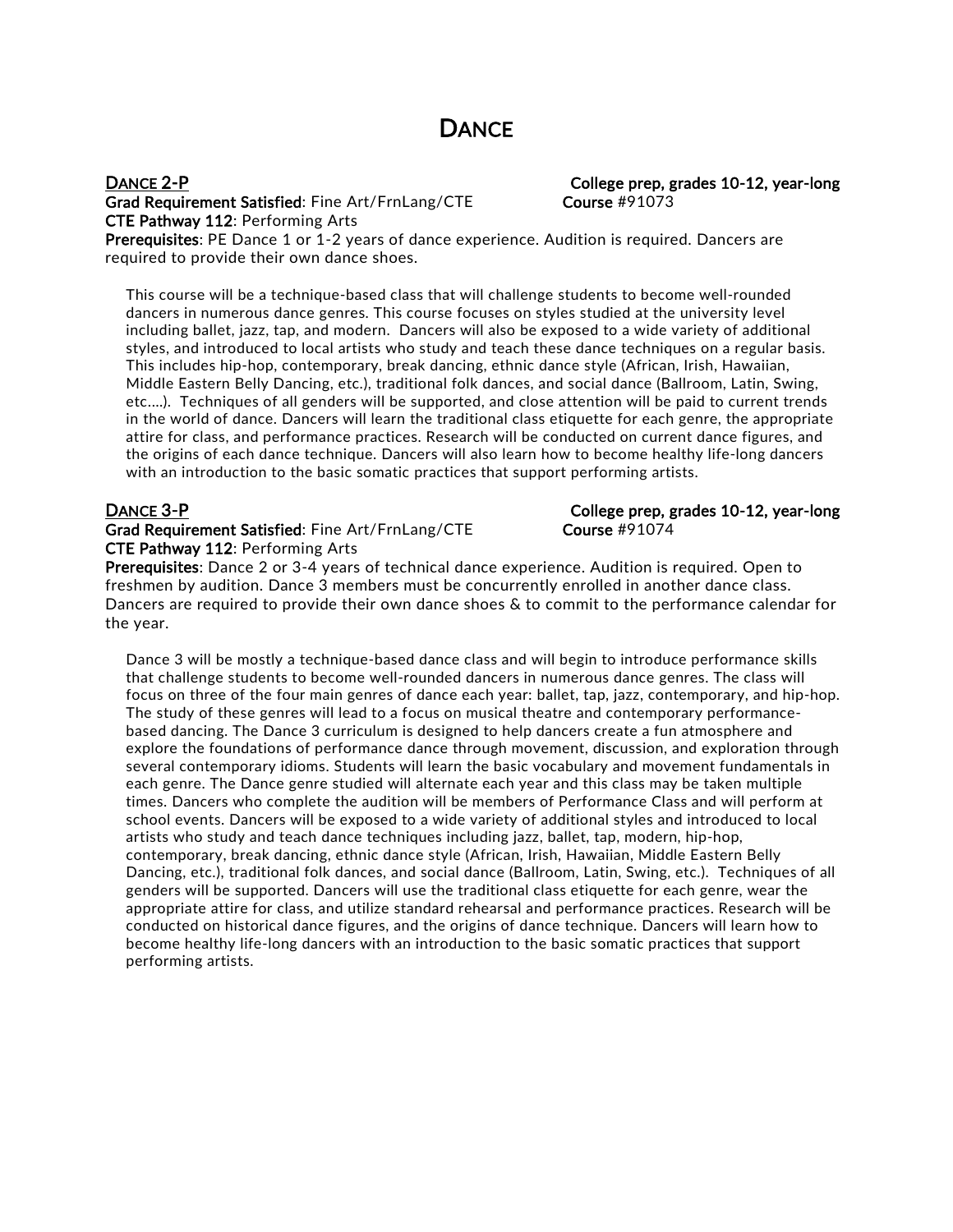# Dance

## Dance 2-P

**College prep, grades 10-12, year-long**

**Grad Requirement Satisfied**: Fine Art/FrnLang/CTE

**Course** #91073

**CTE Pathway 112**: Performing Arts

**Prerequisites**: PE Dance 1 or 1-2 years of dance experience. Audition is required. Dancers are required to provide their own dance shoes.

This course will be a technique-based class that will challenge students to become well-rounded dancers in numerous dance genres. This course focuses on styles studied at the university level including ballet, jazz, tap, and modern. Dancers will also be exposed to a wide variety of additional styles, and introduced to local artists who study and teach these dance techniques on a regular basis. This includes hip-hop, contemporary, break dancing, ethnic dance style (African, Irish, Hawaiian, Middle Eastern Belly Dancing, etc.), traditional folk dances, and social dance (Ballroom, Latin, Swing, etc….). Techniques of all genders will be supported, and close attention will be paid to current trends in the world of dance. Dancers will learn the traditional class etiquette for each genre, the appropriate attire for class, and performance practices. Research will be conducted on current dance figures, and the origins of each dance technique. Dancers will also learn how to become healthy life-long dancers with an introduction to the basic somatic practices that support performing artists.

## Dance 3-P

**College prep, grades 10-12, year-long**

**Grad Requirement Satisfied**: Fine Art/FrnLang/CTE

**Course** #91074

**CTE Pathway 112**: Performing Arts

**Prerequisites**: Dance 2 or 3-4 years of technical dance experience. Audition is required. Open to freshmen by audition. Dance 3 members must be concurrently enrolled in another dance class. Dancers are required to provide their own dance shoes & to commit to the performance calendar for the year.

Dance 3 will be mostly a technique-based dance class and will begin to introduce performance skills that challenge students to become well-rounded dancers in numerous dance genres. The class will focus on three of the four main genres of dance each year: ballet, tap, jazz, contemporary, and hip-hop. The study of these genres will lead to a focus on musical theatre and contemporary performance-based dancing. The Dance 3 curriculum is designed to help dancers create a fun atmosphere and explore the foundations of performance dance through movement, discussion, and exploration through several contemporary idioms. Students will learn the basic vocabulary and movement fundamentals in each genre. The Dance genre studied will alternate each year and this class may be taken multiple times. Dancers who complete the audition will be members of Performance Class and will perform at school events. Dancers will be exposed to a wide variety of additional styles and introduced to local artists who study and teach dance techniques including jazz, ballet, tap, modern, hip-hop, contemporary, break dancing, ethnic dance style (African, Irish, Hawaiian, Middle Eastern Belly Dancing, etc.), traditional folk dances, and social dance (Ballroom, Latin, Swing, etc.). Techniques of all genders will be supported. Dancers will use the traditional class etiquette for each genre, wear the appropriate attire for class, and utilize standard rehearsal and performance practices. Research will be conducted on historical dance figures, and the origins of dance technique. Dancers will learn how to become healthy life-long dancers with an introduction to the basic somatic practices that support performing artists.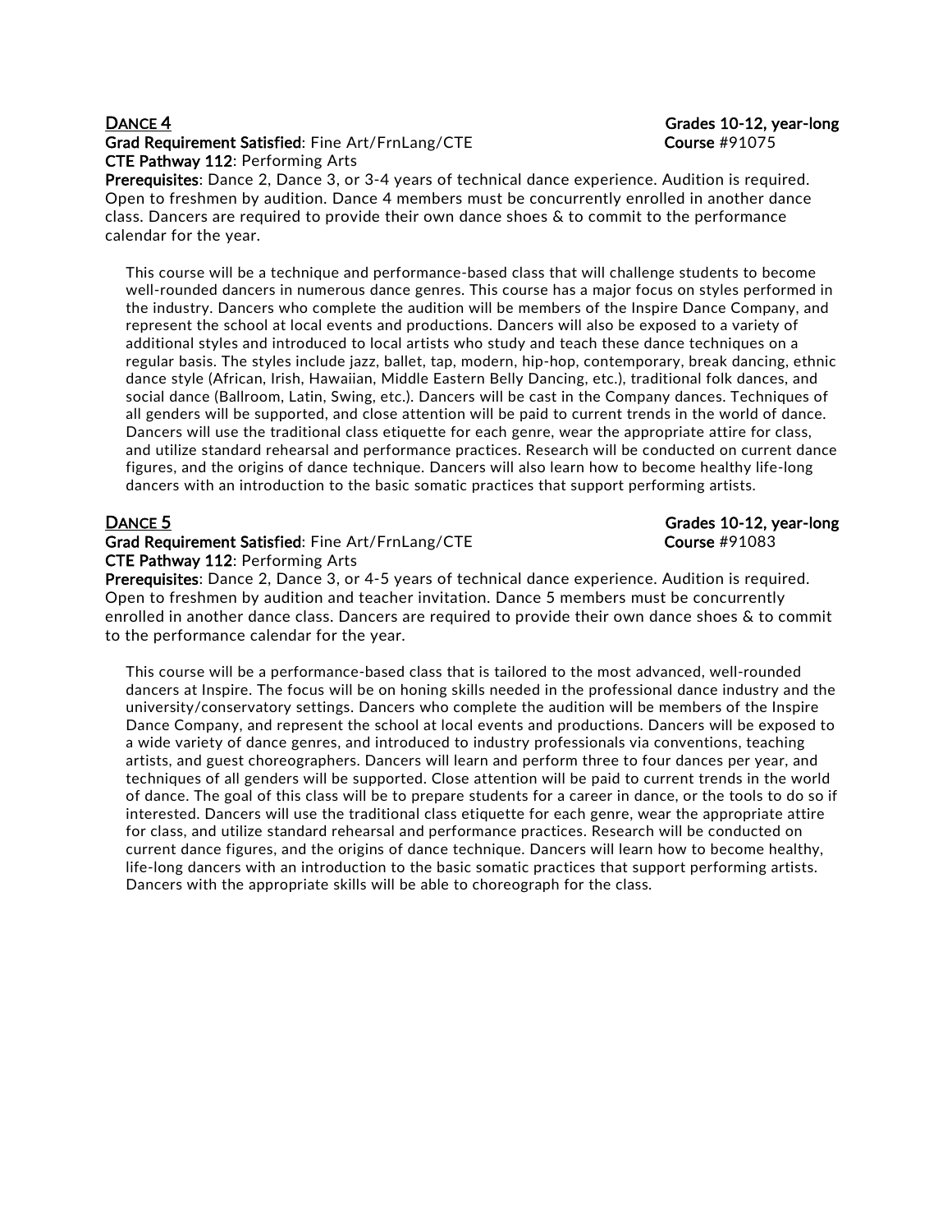## Dance 4

**Grades 10-12, year-long**

**Grad Requirement Satisfied**: Fine Art/FrnLang/CTE **Course** #91075

**CTE Pathway 112**: Performing Arts

**Prerequisites**: Dance 2, Dance 3, or 3-4 years of technical dance experience. Audition is required. Open to freshmen by audition. Dance 4 members must be concurrently enrolled in another dance class. Dancers are required to provide their own dance shoes & to commit to the performance calendar for the year.

This course will be a technique and performance-based class that will challenge students to become well-rounded dancers in numerous dance genres. This course has a major focus on styles performed in the industry. Dancers who complete the audition will be members of the Inspire Dance Company, and represent the school at local events and productions. Dancers will also be exposed to a variety of additional styles and introduced to local artists who study and teach these dance techniques on a regular basis. The styles include jazz, ballet, tap, modern, hip-hop, contemporary, break dancing, ethnic dance style (African, Irish, Hawaiian, Middle Eastern Belly Dancing, etc.), traditional folk dances, and social dance (Ballroom, Latin, Swing, etc.). Dancers will be cast in the Company dances. Techniques of all genders will be supported, and close attention will be paid to current trends in the world of dance. Dancers will use the traditional class etiquette for each genre, wear the appropriate attire for class, and utilize standard rehearsal and performance practices. Research will be conducted on current dance figures, and the origins of dance technique. Dancers will also learn how to become healthy life-long dancers with an introduction to the basic somatic practices that support performing artists.

## Dance 5

**Grades 10-12, year-long**

**Grad Requirement Satisfied**: Fine Art/FrnLang/CTE **Course** #91083

**CTE Pathway 112**: Performing Arts

**Prerequisites**: Dance 2, Dance 3, or 4-5 years of technical dance experience. Audition is required. Open to freshmen by audition and teacher invitation. Dance 5 members must be concurrently enrolled in another dance class. Dancers are required to provide their own dance shoes & to commit to the performance calendar for the year.

This course will be a performance-based class that is tailored to the most advanced, well-rounded dancers at Inspire. The focus will be on honing skills needed in the professional dance industry and the university/conservatory settings. Dancers who complete the audition will be members of the Inspire Dance Company, and represent the school at local events and productions. Dancers will be exposed to a wide variety of dance genres, and introduced to industry professionals via conventions, teaching artists, and guest choreographers. Dancers will learn and perform three to four dances per year, and techniques of all genders will be supported. Close attention will be paid to current trends in the world of dance. The goal of this class will be to prepare students for a career in dance, or the tools to do so if interested. Dancers will use the traditional class etiquette for each genre, wear the appropriate attire for class, and utilize standard rehearsal and performance practices. Research will be conducted on current dance figures, and the origins of dance technique. Dancers will learn how to become healthy, life-long dancers with an introduction to the basic somatic practices that support performing artists. Dancers with the appropriate skills will be able to choreograph for the class.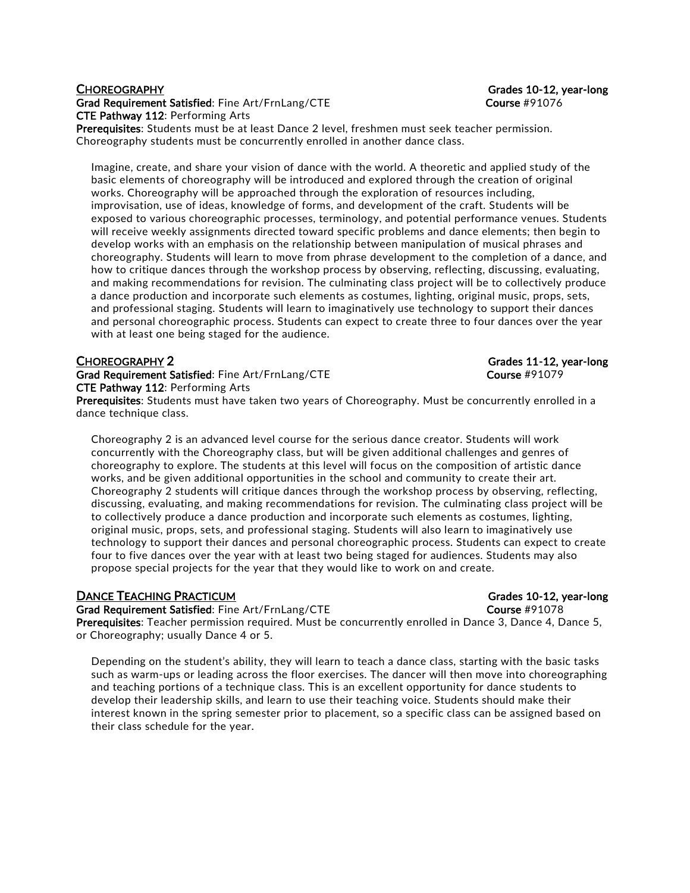## CHOREOGRAPHY

**Grades 10-12, year-long**

**Grad Requirement Satisfied**: Fine Art/FrnLang/CTE **Course** #91076
**CTE Pathway 112**: Performing Arts
**Prerequisites**: Students must be at least Dance 2 level, freshmen must seek teacher permission. Choreography students must be concurrently enrolled in another dance class.

Imagine, create, and share your vision of dance with the world. A theoretic and applied study of the basic elements of choreography will be introduced and explored through the creation of original works. Choreography will be approached through the exploration of resources including, improvisation, use of ideas, knowledge of forms, and development of the craft. Students will be exposed to various choreographic processes, terminology, and potential performance venues. Students will receive weekly assignments directed toward specific problems and dance elements; then begin to develop works with an emphasis on the relationship between manipulation of musical phrases and choreography. Students will learn to move from phrase development to the completion of a dance, and how to critique dances through the workshop process by observing, reflecting, discussing, evaluating, and making recommendations for revision. The culminating class project will be to collectively produce a dance production and incorporate such elements as costumes, lighting, original music, props, sets, and professional staging. Students will learn to imaginatively use technology to support their dances and personal choreographic process. Students can expect to create three to four dances over the year with at least one being staged for the audience.

## CHOREOGRAPHY 2

**Grades 11-12, year-long**

**Grad Requirement Satisfied**: Fine Art/FrnLang/CTE **Course** #91079
**CTE Pathway 112**: Performing Arts
**Prerequisites**: Students must have taken two years of Choreography. Must be concurrently enrolled in a dance technique class.

Choreography 2 is an advanced level course for the serious dance creator. Students will work concurrently with the Choreography class, but will be given additional challenges and genres of choreography to explore. The students at this level will focus on the composition of artistic dance works, and be given additional opportunities in the school and community to create their art. Choreography 2 students will critique dances through the workshop process by observing, reflecting, discussing, evaluating, and making recommendations for revision. The culminating class project will be to collectively produce a dance production and incorporate such elements as costumes, lighting, original music, props, sets, and professional staging. Students will also learn to imaginatively use technology to support their dances and personal choreographic process. Students can expect to create four to five dances over the year with at least two being staged for audiences. Students may also propose special projects for the year that they would like to work on and create.

## DANCE TEACHING PRACTICUM

**Grades 10-12, year-long**

**Grad Requirement Satisfied**: Fine Art/FrnLang/CTE **Course** #91078
**Prerequisites**: Teacher permission required. Must be concurrently enrolled in Dance 3, Dance 4, Dance 5, or Choreography; usually Dance 4 or 5.

Depending on the student's ability, they will learn to teach a dance class, starting with the basic tasks such as warm-ups or leading across the floor exercises. The dancer will then move into choreographing and teaching portions of a technique class. This is an excellent opportunity for dance students to develop their leadership skills, and learn to use their teaching voice. Students should make their interest known in the spring semester prior to placement, so a specific class can be assigned based on their class schedule for the year.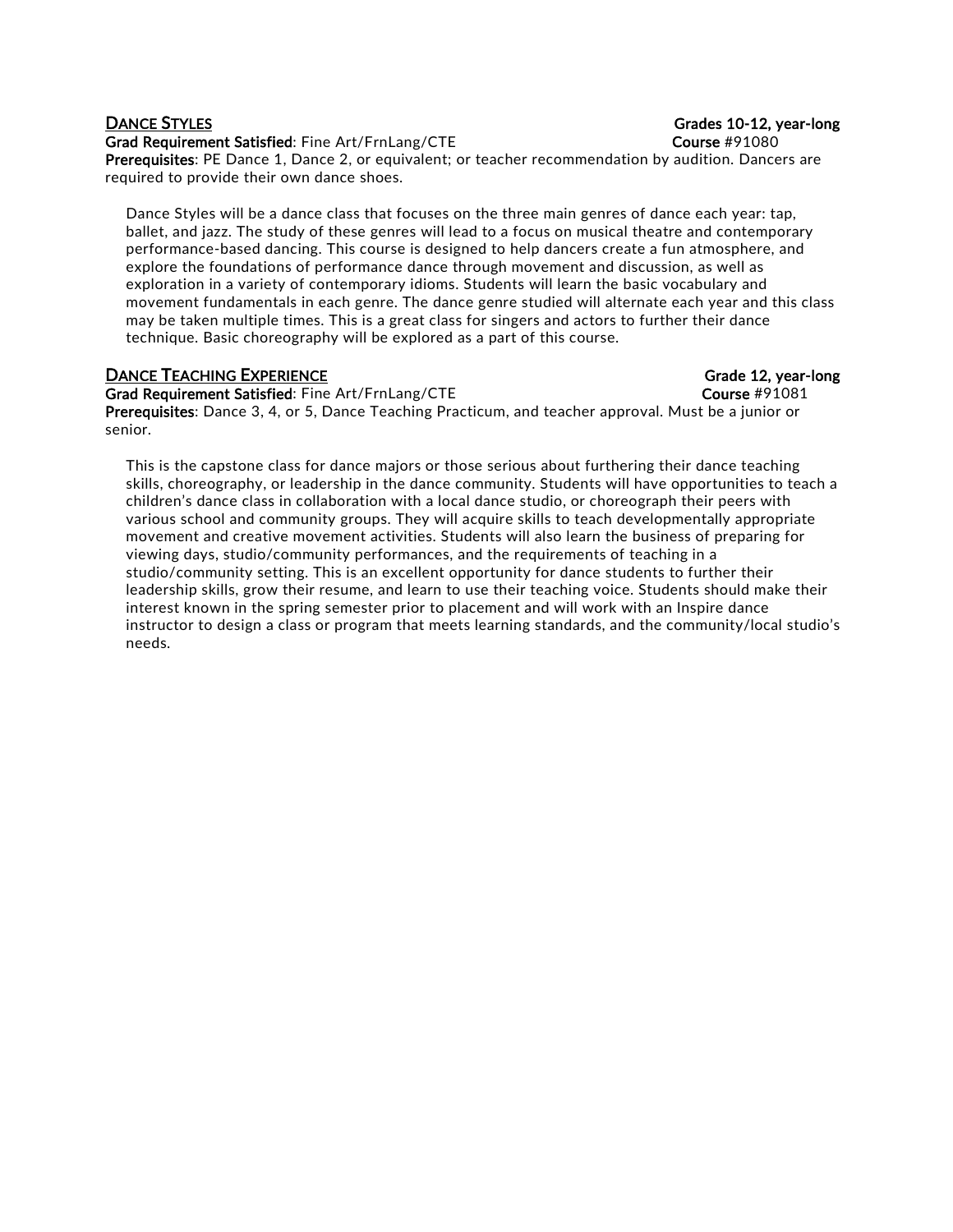## DANCE STYLES

**Grades 10-12, year-long**

**Grad Requirement Satisfied**: Fine Art/FrnLang/CTE **Course** #91080

**Prerequisites**: PE Dance 1, Dance 2, or equivalent; or teacher recommendation by audition. Dancers are required to provide their own dance shoes.

Dance Styles will be a dance class that focuses on the three main genres of dance each year: tap, ballet, and jazz. The study of these genres will lead to a focus on musical theatre and contemporary performance-based dancing. This course is designed to help dancers create a fun atmosphere, and explore the foundations of performance dance through movement and discussion, as well as exploration in a variety of contemporary idioms. Students will learn the basic vocabulary and movement fundamentals in each genre. The dance genre studied will alternate each year and this class may be taken multiple times. This is a great class for singers and actors to further their dance technique. Basic choreography will be explored as a part of this course.

## DANCE TEACHING EXPERIENCE

**Grade 12, year-long**

**Grad Requirement Satisfied**: Fine Art/FrnLang/CTE **Course** #91081

**Prerequisites**: Dance 3, 4, or 5, Dance Teaching Practicum, and teacher approval. Must be a junior or senior.

This is the capstone class for dance majors or those serious about furthering their dance teaching skills, choreography, or leadership in the dance community. Students will have opportunities to teach a children's dance class in collaboration with a local dance studio, or choreograph their peers with various school and community groups. They will acquire skills to teach developmentally appropriate movement and creative movement activities. Students will also learn the business of preparing for viewing days, studio/community performances, and the requirements of teaching in a studio/community setting. This is an excellent opportunity for dance students to further their leadership skills, grow their resume, and learn to use their teaching voice. Students should make their interest known in the spring semester prior to placement and will work with an Inspire dance instructor to design a class or program that meets learning standards, and the community/local studio's needs.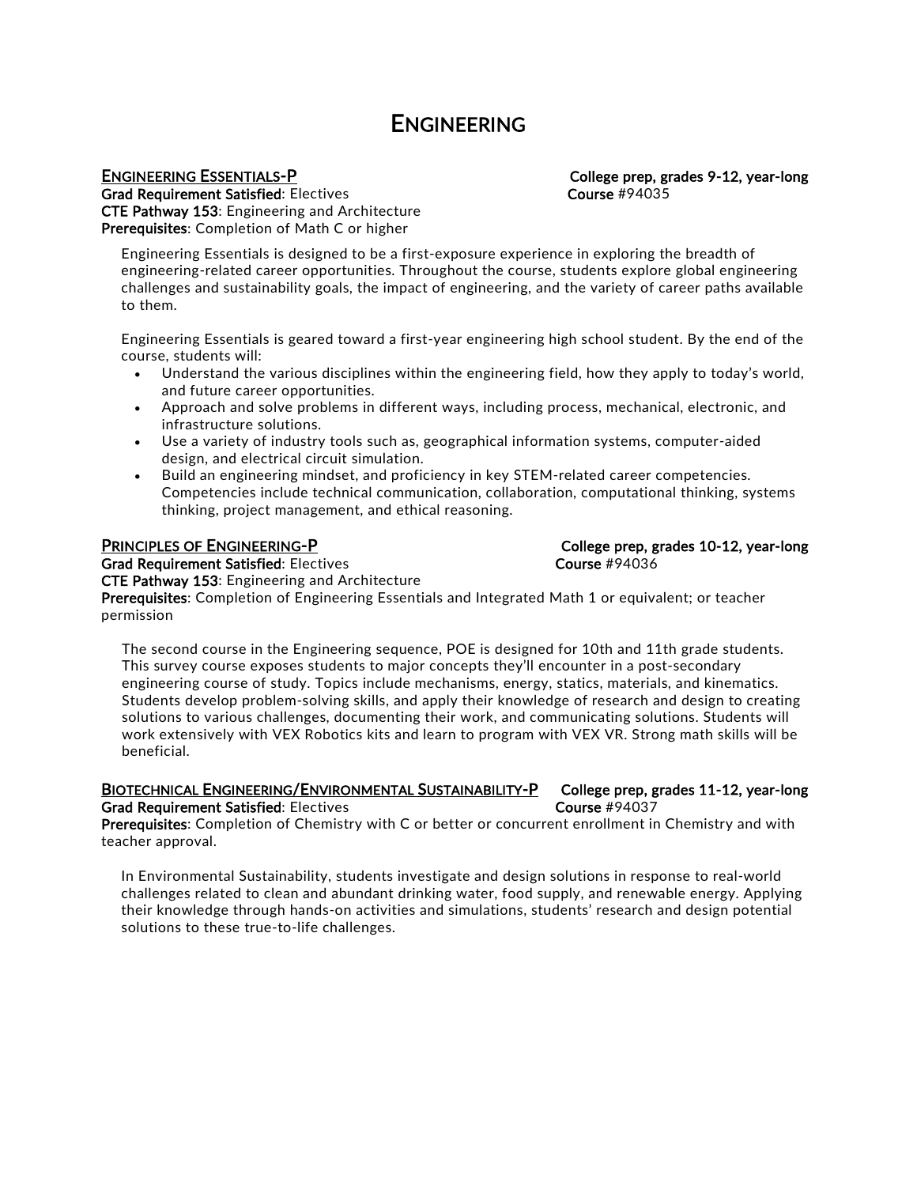# ENGINEERING

## ENGINEERING ESSENTIALS-P

**College prep, grades 9-12, year-long**
**Grad Requirement Satisfied**: Electives
**Course** #94035
**CTE Pathway 153**: Engineering and Architecture
**Prerequisites**: Completion of Math C or higher

Engineering Essentials is designed to be a first-exposure experience in exploring the breadth of engineering-related career opportunities. Throughout the course, students explore global engineering challenges and sustainability goals, the impact of engineering, and the variety of career paths available to them.

Engineering Essentials is geared toward a first-year engineering high school student. By the end of the course, students will:

- Understand the various disciplines within the engineering field, how they apply to today's world, and future career opportunities.
- Approach and solve problems in different ways, including process, mechanical, electronic, and infrastructure solutions.
- Use a variety of industry tools such as, geographical information systems, computer-aided design, and electrical circuit simulation.
- Build an engineering mindset, and proficiency in key STEM-related career competencies. Competencies include technical communication, collaboration, computational thinking, systems thinking, project management, and ethical reasoning.

## PRINCIPLES OF ENGINEERING-P

**College prep, grades 10-12, year-long**
**Grad Requirement Satisfied**: Electives
**Course** #94036
**CTE Pathway 153**: Engineering and Architecture
**Prerequisites**: Completion of Engineering Essentials and Integrated Math 1 or equivalent; or teacher permission

The second course in the Engineering sequence, POE is designed for 10th and 11th grade students. This survey course exposes students to major concepts they'll encounter in a post-secondary engineering course of study. Topics include mechanisms, energy, statics, materials, and kinematics. Students develop problem-solving skills, and apply their knowledge of research and design to creating solutions to various challenges, documenting their work, and communicating solutions. Students will work extensively with VEX Robotics kits and learn to program with VEX VR. Strong math skills will be beneficial.

## BIOTECHNICAL ENGINEERING/ENVIRONMENTAL SUSTAINABILITY-P

**College prep, grades 11-12, year-long**
**Grad Requirement Satisfied**: Electives
**Course** #94037
**Prerequisites**: Completion of Chemistry with C or better or concurrent enrollment in Chemistry and with teacher approval.

In Environmental Sustainability, students investigate and design solutions in response to real-world challenges related to clean and abundant drinking water, food supply, and renewable energy. Applying their knowledge through hands-on activities and simulations, students' research and design potential solutions to these true-to-life challenges.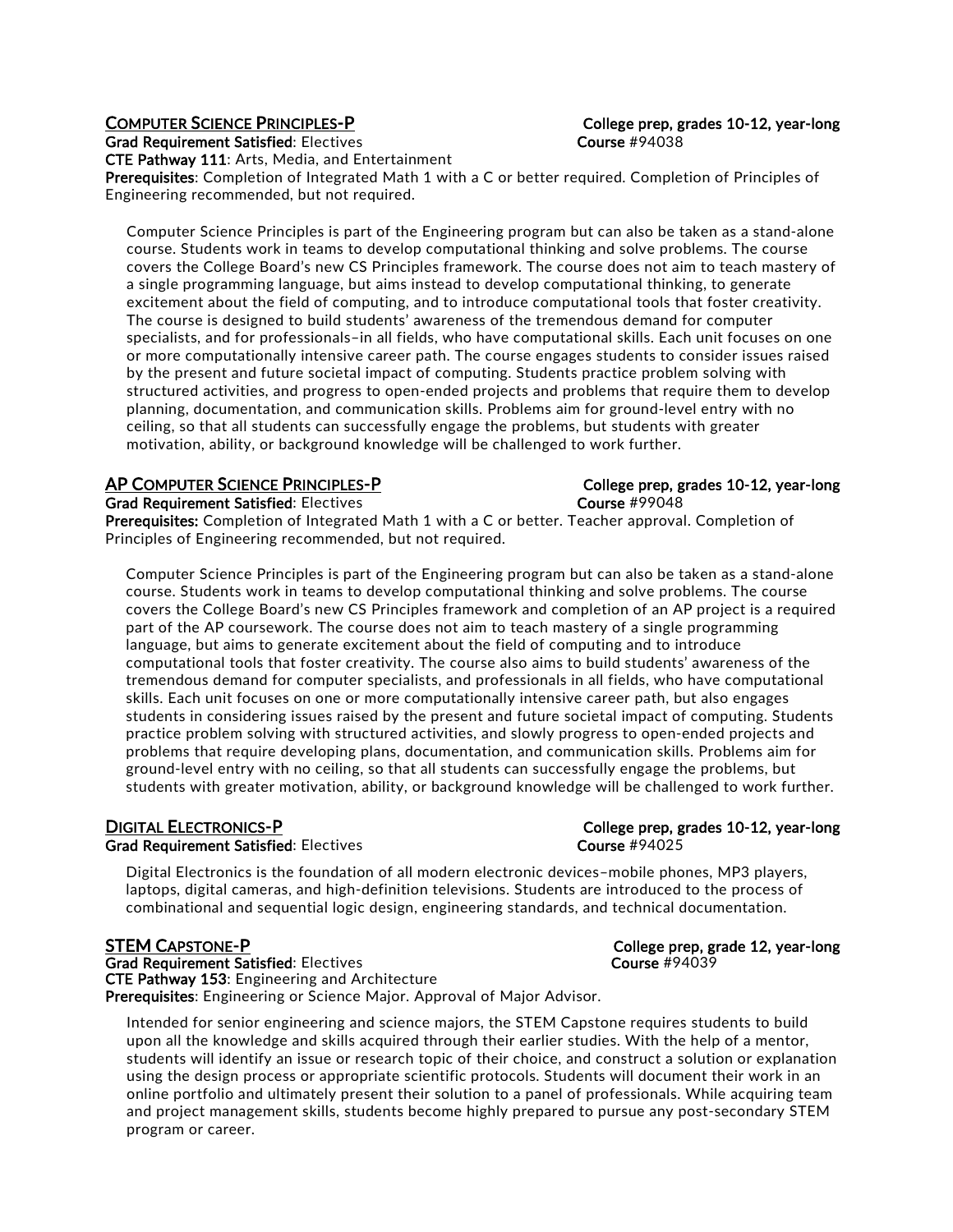### Computer Science Principles-P

**College prep, grades 10-12, year-long**

**Grad Requirement Satisfied**: Electives
**Course** #94038
**CTE Pathway 111**: Arts, Media, and Entertainment
**Prerequisites**: Completion of Integrated Math 1 with a C or better required. Completion of Principles of Engineering recommended, but not required.

Computer Science Principles is part of the Engineering program but can also be taken as a stand-alone course. Students work in teams to develop computational thinking and solve problems. The course covers the College Board's new CS Principles framework. The course does not aim to teach mastery of a single programming language, but aims instead to develop computational thinking, to generate excitement about the field of computing, and to introduce computational tools that foster creativity. The course is designed to build students' awareness of the tremendous demand for computer specialists, and for professionals–in all fields, who have computational skills. Each unit focuses on one or more computationally intensive career path. The course engages students to consider issues raised by the present and future societal impact of computing. Students practice problem solving with structured activities, and progress to open-ended projects and problems that require them to develop planning, documentation, and communication skills. Problems aim for ground-level entry with no ceiling, so that all students can successfully engage the problems, but students with greater motivation, ability, or background knowledge will be challenged to work further.

### AP Computer Science Principles-P

**College prep, grades 10-12, year-long**

**Grad Requirement Satisfied**: Electives
**Course** #99048
**Prerequisites:** Completion of Integrated Math 1 with a C or better. Teacher approval. Completion of Principles of Engineering recommended, but not required.

Computer Science Principles is part of the Engineering program but can also be taken as a stand-alone course. Students work in teams to develop computational thinking and solve problems. The course covers the College Board's new CS Principles framework and completion of an AP project is a required part of the AP coursework. The course does not aim to teach mastery of a single programming language, but aims to generate excitement about the field of computing and to introduce computational tools that foster creativity. The course also aims to build students' awareness of the tremendous demand for computer specialists, and professionals in all fields, who have computational skills. Each unit focuses on one or more computationally intensive career path, but also engages students in considering issues raised by the present and future societal impact of computing. Students practice problem solving with structured activities, and slowly progress to open-ended projects and problems that require developing plans, documentation, and communication skills. Problems aim for ground-level entry with no ceiling, so that all students can successfully engage the problems, but students with greater motivation, ability, or background knowledge will be challenged to work further.

### Digital Electronics-P

**College prep, grades 10-12, year-long**

**Grad Requirement Satisfied**: Electives
**Course** #94025

Digital Electronics is the foundation of all modern electronic devices–mobile phones, MP3 players, laptops, digital cameras, and high-definition televisions. Students are introduced to the process of combinational and sequential logic design, engineering standards, and technical documentation.

### STEM Capstone-P

**College prep, grade 12, year-long**

**Grad Requirement Satisfied**: Electives
**Course** #94039
**CTE Pathway 153**: Engineering and Architecture
**Prerequisites**: Engineering or Science Major. Approval of Major Advisor.

Intended for senior engineering and science majors, the STEM Capstone requires students to build upon all the knowledge and skills acquired through their earlier studies. With the help of a mentor, students will identify an issue or research topic of their choice, and construct a solution or explanation using the design process or appropriate scientific protocols. Students will document their work in an online portfolio and ultimately present their solution to a panel of professionals. While acquiring team and project management skills, students become highly prepared to pursue any post-secondary STEM program or career.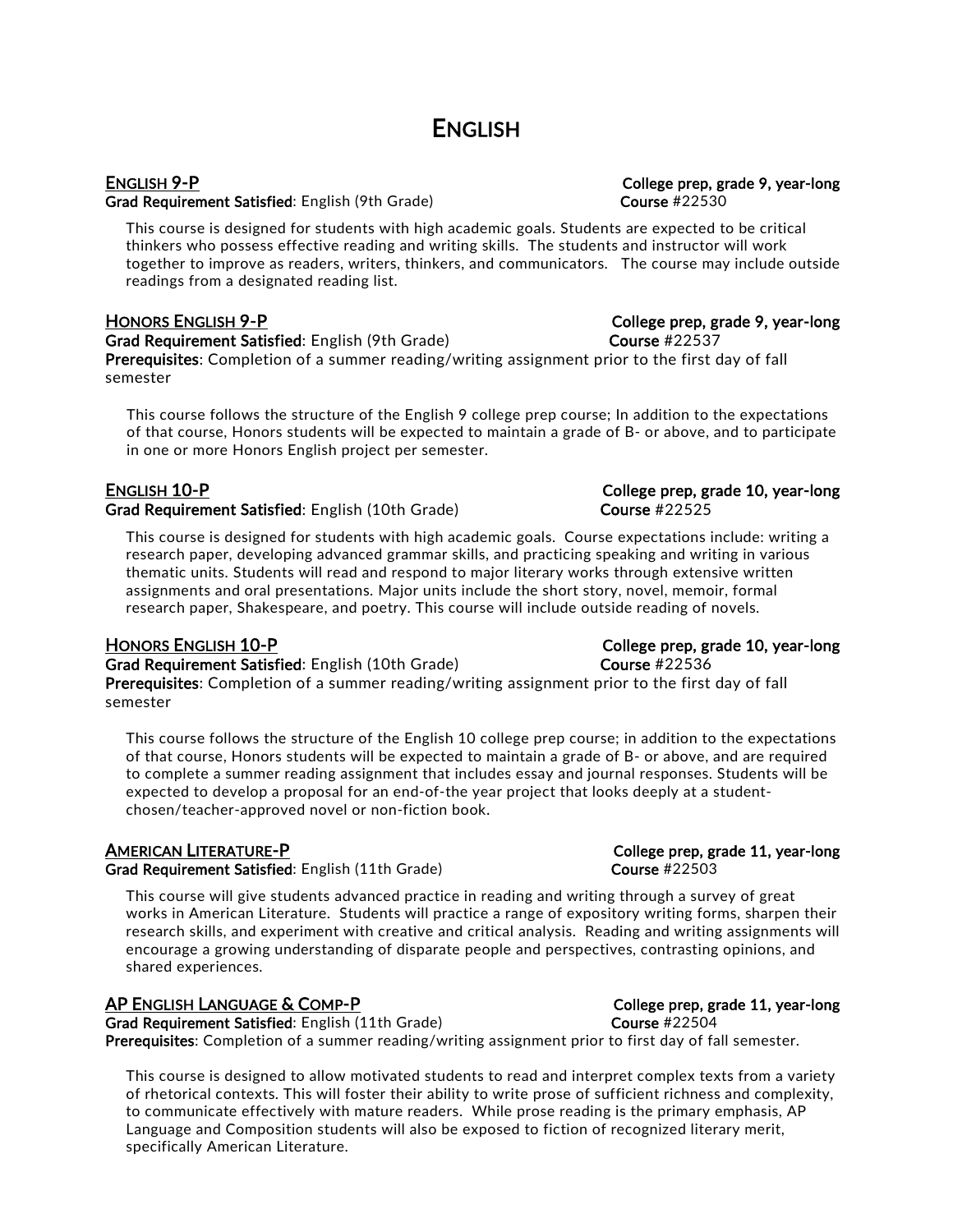# English

## English 9-P

**College prep, grade 9, year-long**

**Grad Requirement Satisfied**: English (9th Grade)

**Course** #22530

This course is designed for students with high academic goals. Students are expected to be critical thinkers who possess effective reading and writing skills. The students and instructor will work together to improve as readers, writers, thinkers, and communicators. The course may include outside readings from a designated reading list.

## Honors English 9-P

**College prep, grade 9, year-long**

**Grad Requirement Satisfied**: English (9th Grade)

**Course** #22537

**Prerequisites**: Completion of a summer reading/writing assignment prior to the first day of fall semester

This course follows the structure of the English 9 college prep course; In addition to the expectations of that course, Honors students will be expected to maintain a grade of B- or above, and to participate in one or more Honors English project per semester.

## English 10-P

**College prep, grade 10, year-long**

**Grad Requirement Satisfied**: English (10th Grade)

**Course** #22525

This course is designed for students with high academic goals. Course expectations include: writing a research paper, developing advanced grammar skills, and practicing speaking and writing in various thematic units. Students will read and respond to major literary works through extensive written assignments and oral presentations. Major units include the short story, novel, memoir, formal research paper, Shakespeare, and poetry. This course will include outside reading of novels.

## Honors English 10-P

**College prep, grade 10, year-long**

**Grad Requirement Satisfied**: English (10th Grade)

**Course** #22536

**Prerequisites**: Completion of a summer reading/writing assignment prior to the first day of fall semester

This course follows the structure of the English 10 college prep course; in addition to the expectations of that course, Honors students will be expected to maintain a grade of B- or above, and are required to complete a summer reading assignment that includes essay and journal responses. Students will be expected to develop a proposal for an end-of-the year project that looks deeply at a student-chosen/teacher-approved novel or non-fiction book.

## American Literature-P

**College prep, grade 11, year-long**

**Grad Requirement Satisfied**: English (11th Grade)

**Course** #22503

This course will give students advanced practice in reading and writing through a survey of great works in American Literature. Students will practice a range of expository writing forms, sharpen their research skills, and experiment with creative and critical analysis. Reading and writing assignments will encourage a growing understanding of disparate people and perspectives, contrasting opinions, and shared experiences.

## AP English Language & Comp-P

**College prep, grade 11, year-long**

**Grad Requirement Satisfied**: English (11th Grade)

**Course** #22504

**Prerequisites**: Completion of a summer reading/writing assignment prior to first day of fall semester.

This course is designed to allow motivated students to read and interpret complex texts from a variety of rhetorical contexts. This will foster their ability to write prose of sufficient richness and complexity, to communicate effectively with mature readers. While prose reading is the primary emphasis, AP Language and Composition students will also be exposed to fiction of recognized literary merit, specifically American Literature.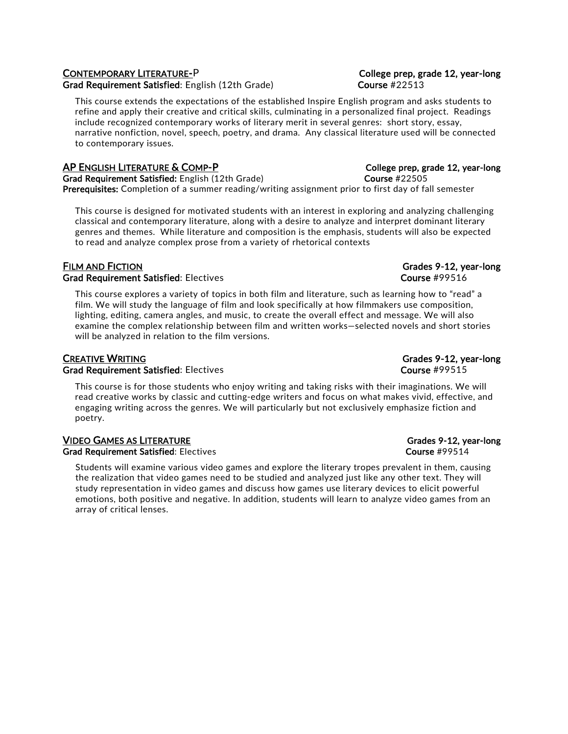### CONTEMPORARY LITERATURE-P

**College prep, grade 12, year-long**

**Grad Requirement Satisfied**: English (12th Grade)

**Course** #22513

This course extends the expectations of the established Inspire English program and asks students to refine and apply their creative and critical skills, culminating in a personalized final project. Readings include recognized contemporary works of literary merit in several genres: short story, essay, narrative nonfiction, novel, speech, poetry, and drama. Any classical literature used will be connected to contemporary issues.

### AP ENGLISH LITERATURE & COMP-P

**College prep, grade 12, year-long**

**Grad Requirement Satisfied:** English (12th Grade)

**Course** #22505

**Prerequisites:** Completion of a summer reading/writing assignment prior to first day of fall semester

This course is designed for motivated students with an interest in exploring and analyzing challenging classical and contemporary literature, along with a desire to analyze and interpret dominant literary genres and themes. While literature and composition is the emphasis, students will also be expected to read and analyze complex prose from a variety of rhetorical contexts

### FILM AND FICTION

**Grades 9-12, year-long**

**Grad Requirement Satisfied**: Electives

**Course** #99516

This course explores a variety of topics in both film and literature, such as learning how to "read" a film. We will study the language of film and look specifically at how filmmakers use composition, lighting, editing, camera angles, and music, to create the overall effect and message. We will also examine the complex relationship between film and written works—selected novels and short stories will be analyzed in relation to the film versions.

### CREATIVE WRITING

**Grades 9-12, year-long**

**Grad Requirement Satisfied**: Electives

**Course** #99515

This course is for those students who enjoy writing and taking risks with their imaginations. We will read creative works by classic and cutting-edge writers and focus on what makes vivid, effective, and engaging writing across the genres. We will particularly but not exclusively emphasize fiction and poetry.

### VIDEO GAMES AS LITERATURE

**Grades 9-12, year-long**

**Grad Requirement Satisfied**: Electives

**Course** #99514

Students will examine various video games and explore the literary tropes prevalent in them, causing the realization that video games need to be studied and analyzed just like any other text. They will study representation in video games and discuss how games use literary devices to elicit powerful emotions, both positive and negative. In addition, students will learn to analyze video games from an array of critical lenses.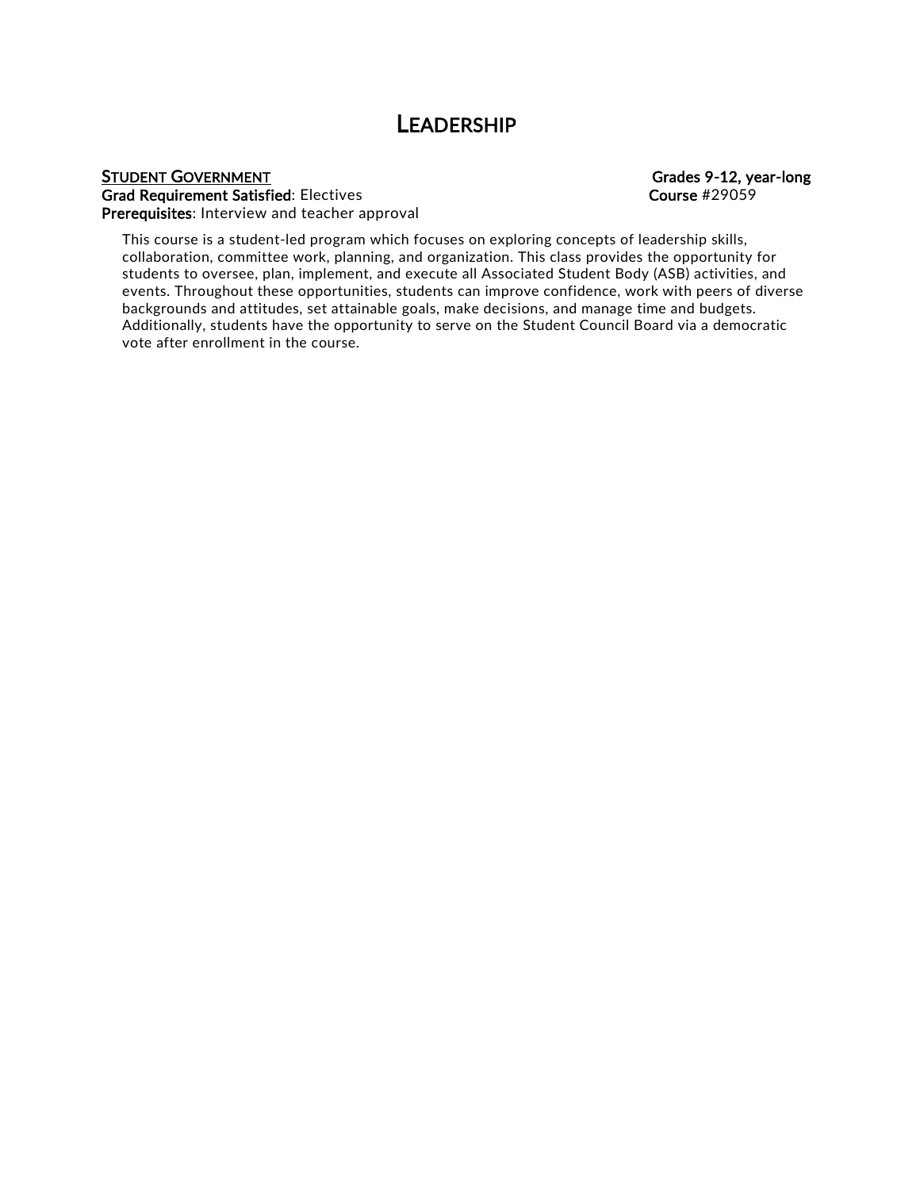# Leadership

**Student Government** — **Grades 9-12, year-long**

**Grad Requirement Satisfied**: Electives — **Course** #29059

**Prerequisites**: Interview and teacher approval

This course is a student-led program which focuses on exploring concepts of leadership skills, collaboration, committee work, planning, and organization. This class provides the opportunity for students to oversee, plan, implement, and execute all Associated Student Body (ASB) activities, and events. Throughout these opportunities, students can improve confidence, work with peers of diverse backgrounds and attitudes, set attainable goals, make decisions, and manage time and budgets. Additionally, students have the opportunity to serve on the Student Council Board via a democratic vote after enrollment in the course.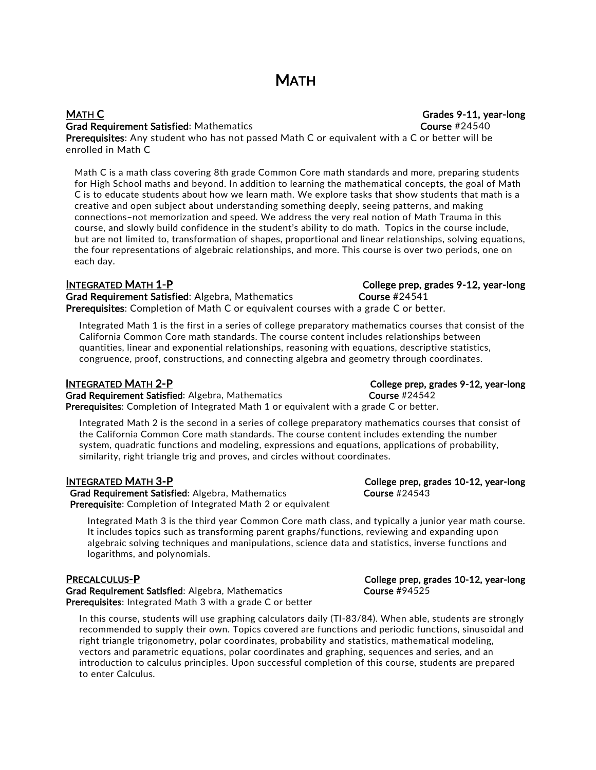# MATH

## MATH C

Grades 9-11, year-long

**Grad Requirement Satisfied**: Mathematics
**Course** #24540
**Prerequisites**: Any student who has not passed Math C or equivalent with a C or better will be enrolled in Math C

Math C is a math class covering 8th grade Common Core math standards and more, preparing students for High School maths and beyond. In addition to learning the mathematical concepts, the goal of Math C is to educate students about how we learn math. We explore tasks that show students that math is a creative and open subject about understanding something deeply, seeing patterns, and making connections–not memorization and speed. We address the very real notion of Math Trauma in this course, and slowly build confidence in the student's ability to do math. Topics in the course include, but are not limited to, transformation of shapes, proportional and linear relationships, solving equations, the four representations of algebraic relationships, and more. This course is over two periods, one on each day.

## INTEGRATED MATH 1-P

College prep, grades 9-12, year-long

**Grad Requirement Satisfied**: Algebra, Mathematics
**Course** #24541
**Prerequisites**: Completion of Math C or equivalent courses with a grade C or better.

Integrated Math 1 is the first in a series of college preparatory mathematics courses that consist of the California Common Core math standards. The course content includes relationships between quantities, linear and exponential relationships, reasoning with equations, descriptive statistics, congruence, proof, constructions, and connecting algebra and geometry through coordinates.

## INTEGRATED MATH 2-P

College prep, grades 9-12, year-long

**Grad Requirement Satisfied**: Algebra, Mathematics
**Course** #24542
**Prerequisites**: Completion of Integrated Math 1 or equivalent with a grade C or better.

Integrated Math 2 is the second in a series of college preparatory mathematics courses that consist of the California Common Core math standards. The course content includes extending the number system, quadratic functions and modeling, expressions and equations, applications of probability, similarity, right triangle trig and proves, and circles without coordinates.

## INTEGRATED MATH 3-P

College prep, grades 10-12, year-long

**Grad Requirement Satisfied**: Algebra, Mathematics
**Course** #24543
**Prerequisite**: Completion of Integrated Math 2 or equivalent

Integrated Math 3 is the third year Common Core math class, and typically a junior year math course. It includes topics such as transforming parent graphs/functions, reviewing and expanding upon algebraic solving techniques and manipulations, science data and statistics, inverse functions and logarithms, and polynomials.

## PRECALCULUS-P

College prep, grades 10-12, year-long

**Grad Requirement Satisfied**: Algebra, Mathematics
**Course** #94525
**Prerequisites**: Integrated Math 3 with a grade C or better

In this course, students will use graphing calculators daily (TI-83/84). When able, students are strongly recommended to supply their own. Topics covered are functions and periodic functions, sinusoidal and right triangle trigonometry, polar coordinates, probability and statistics, mathematical modeling, vectors and parametric equations, polar coordinates and graphing, sequences and series, and an introduction to calculus principles. Upon successful completion of this course, students are prepared to enter Calculus.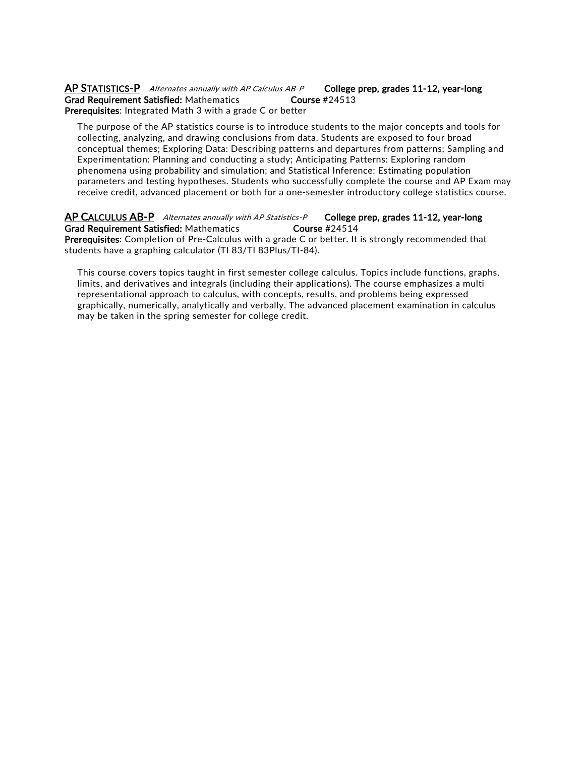**AP STATISTICS-P** *Alternates annually with AP Calculus AB-P* **College prep, grades 11-12, year-long**
**Grad Requirement Satisfied:** Mathematics **Course** #24513
**Prerequisites**: Integrated Math 3 with a grade C or better

The purpose of the AP statistics course is to introduce students to the major concepts and tools for collecting, analyzing, and drawing conclusions from data. Students are exposed to four broad conceptual themes; Exploring Data: Describing patterns and departures from patterns; Sampling and Experimentation: Planning and conducting a study; Anticipating Patterns: Exploring random phenomena using probability and simulation; and Statistical Inference: Estimating population parameters and testing hypotheses. Students who successfully complete the course and AP Exam may receive credit, advanced placement or both for a one-semester introductory college statistics course.

**AP CALCULUS AB-P** *Alternates annually with AP Statistics-P* **College prep, grades 11-12, year-long**
**Grad Requirement Satisfied:** Mathematics **Course** #24514
**Prerequisites**: Completion of Pre-Calculus with a grade C or better. It is strongly recommended that students have a graphing calculator (TI 83/TI 83Plus/TI-84).

This course covers topics taught in first semester college calculus. Topics include functions, graphs, limits, and derivatives and integrals (including their applications). The course emphasizes a multi representational approach to calculus, with concepts, results, and problems being expressed graphically, numerically, analytically and verbally. The advanced placement examination in calculus may be taken in the spring semester for college credit.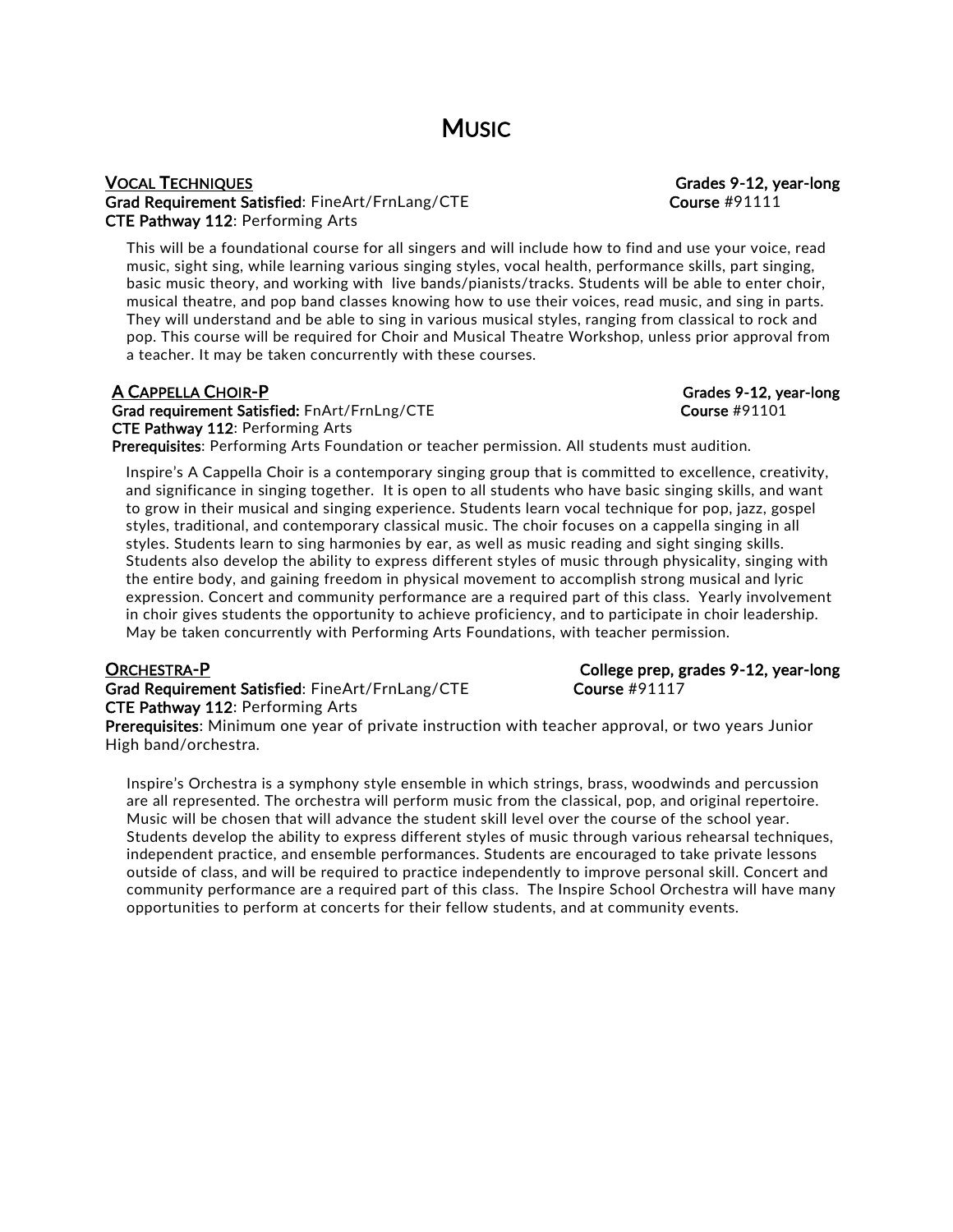# Music

## Vocal Techniques

**Grades 9-12, year-long**
**Grad Requirement Satisfied**: FineArt/FrnLang/CTE
**Course** #91111
**CTE Pathway 112**: Performing Arts

This will be a foundational course for all singers and will include how to find and use your voice, read music, sight sing, while learning various singing styles, vocal health, performance skills, part singing, basic music theory, and working with live bands/pianists/tracks. Students will be able to enter choir, musical theatre, and pop band classes knowing how to use their voices, read music, and sing in parts. They will understand and be able to sing in various musical styles, ranging from classical to rock and pop. This course will be required for Choir and Musical Theatre Workshop, unless prior approval from a teacher. It may be taken concurrently with these courses.

## A Cappella Choir-P

**Grades 9-12, year-long**
**Grad requirement Satisfied:** FnArt/FrnLng/CTE
**Course** #91101
**CTE Pathway 112**: Performing Arts
**Prerequisites**: Performing Arts Foundation or teacher permission. All students must audition.

Inspire's A Cappella Choir is a contemporary singing group that is committed to excellence, creativity, and significance in singing together. It is open to all students who have basic singing skills, and want to grow in their musical and singing experience. Students learn vocal technique for pop, jazz, gospel styles, traditional, and contemporary classical music. The choir focuses on a cappella singing in all styles. Students learn to sing harmonies by ear, as well as music reading and sight singing skills. Students also develop the ability to express different styles of music through physicality, singing with the entire body, and gaining freedom in physical movement to accomplish strong musical and lyric expression. Concert and community performance are a required part of this class. Yearly involvement in choir gives students the opportunity to achieve proficiency, and to participate in choir leadership. May be taken concurrently with Performing Arts Foundations, with teacher permission.

## Orchestra-P

**College prep, grades 9-12, year-long**
**Grad Requirement Satisfied**: FineArt/FrnLang/CTE
**Course** #91117
**CTE Pathway 112**: Performing Arts
**Prerequisites**: Minimum one year of private instruction with teacher approval, or two years Junior High band/orchestra.

Inspire's Orchestra is a symphony style ensemble in which strings, brass, woodwinds and percussion are all represented. The orchestra will perform music from the classical, pop, and original repertoire. Music will be chosen that will advance the student skill level over the course of the school year. Students develop the ability to express different styles of music through various rehearsal techniques, independent practice, and ensemble performances. Students are encouraged to take private lessons outside of class, and will be required to practice independently to improve personal skill. Concert and community performance are a required part of this class. The Inspire School Orchestra will have many opportunities to perform at concerts for their fellow students, and at community events.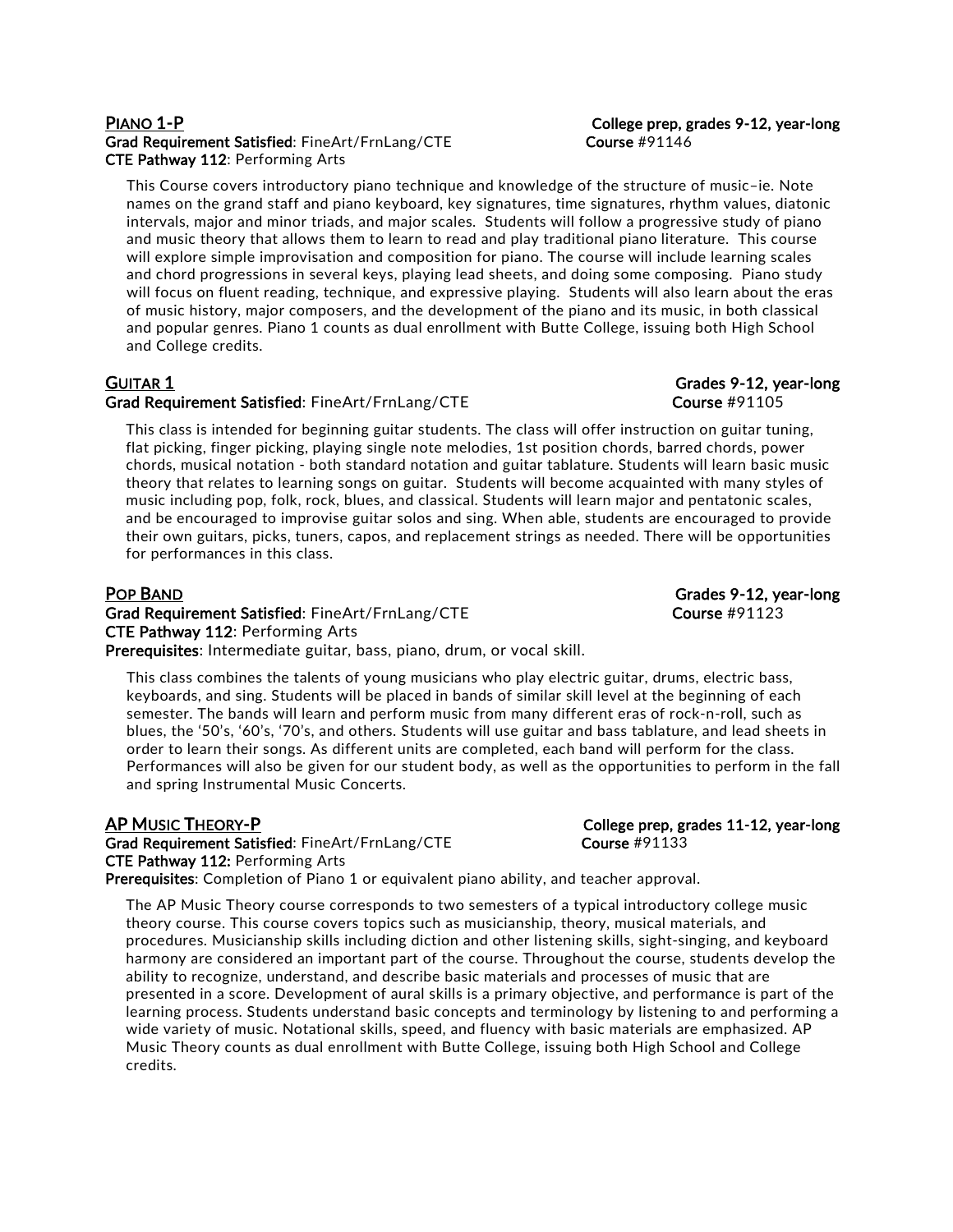## PIANO 1-P

College prep, grades 9-12, year-long

**Grad Requirement Satisfied**: FineArt/FrnLang/CTE
**Course** #91146
**CTE Pathway 112**: Performing Arts

This Course covers introductory piano technique and knowledge of the structure of music–ie. Note names on the grand staff and piano keyboard, key signatures, time signatures, rhythm values, diatonic intervals, major and minor triads, and major scales. Students will follow a progressive study of piano and music theory that allows them to learn to read and play traditional piano literature. This course will explore simple improvisation and composition for piano. The course will include learning scales and chord progressions in several keys, playing lead sheets, and doing some composing. Piano study will focus on fluent reading, technique, and expressive playing. Students will also learn about the eras of music history, major composers, and the development of the piano and its music, in both classical and popular genres. Piano 1 counts as dual enrollment with Butte College, issuing both High School and College credits.

## GUITAR 1

Grades 9-12, year-long

**Grad Requirement Satisfied**: FineArt/FrnLang/CTE
**Course** #91105

This class is intended for beginning guitar students. The class will offer instruction on guitar tuning, flat picking, finger picking, playing single note melodies, 1st position chords, barred chords, power chords, musical notation - both standard notation and guitar tablature. Students will learn basic music theory that relates to learning songs on guitar. Students will become acquainted with many styles of music including pop, folk, rock, blues, and classical. Students will learn major and pentatonic scales, and be encouraged to improvise guitar solos and sing. When able, students are encouraged to provide their own guitars, picks, tuners, capos, and replacement strings as needed. There will be opportunities for performances in this class.

## POP BAND

Grades 9-12, year-long

**Grad Requirement Satisfied**: FineArt/FrnLang/CTE
**Course** #91123
**CTE Pathway 112**: Performing Arts
**Prerequisites**: Intermediate guitar, bass, piano, drum, or vocal skill.

This class combines the talents of young musicians who play electric guitar, drums, electric bass, keyboards, and sing. Students will be placed in bands of similar skill level at the beginning of each semester. The bands will learn and perform music from many different eras of rock-n-roll, such as blues, the '50's, '60's, '70's, and others. Students will use guitar and bass tablature, and lead sheets in order to learn their songs. As different units are completed, each band will perform for the class. Performances will also be given for our student body, as well as the opportunities to perform in the fall and spring Instrumental Music Concerts.

## AP MUSIC THEORY-P

College prep, grades 11-12, year-long

**Grad Requirement Satisfied**: FineArt/FrnLang/CTE
**Course** #91133
**CTE Pathway 112:** Performing Arts
**Prerequisites**: Completion of Piano 1 or equivalent piano ability, and teacher approval.

The AP Music Theory course corresponds to two semesters of a typical introductory college music theory course. This course covers topics such as musicianship, theory, musical materials, and procedures. Musicianship skills including diction and other listening skills, sight-singing, and keyboard harmony are considered an important part of the course. Throughout the course, students develop the ability to recognize, understand, and describe basic materials and processes of music that are presented in a score. Development of aural skills is a primary objective, and performance is part of the learning process. Students understand basic concepts and terminology by listening to and performing a wide variety of music. Notational skills, speed, and fluency with basic materials are emphasized. AP Music Theory counts as dual enrollment with Butte College, issuing both High School and College credits.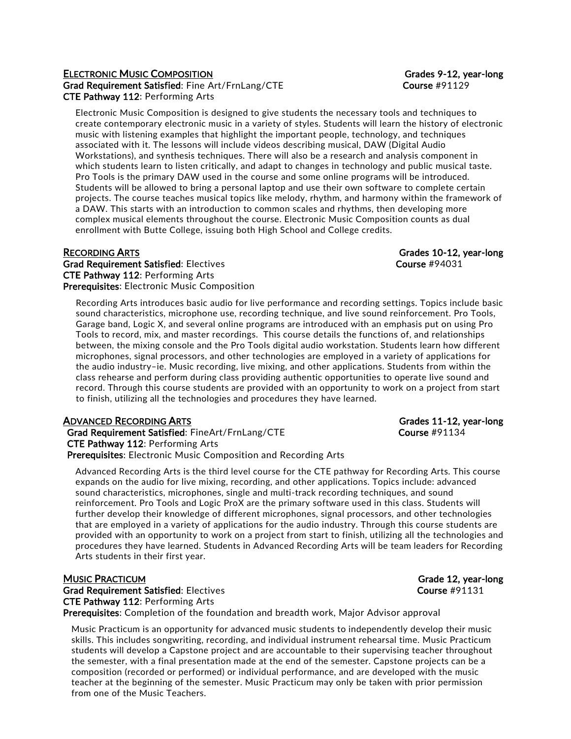## ELECTRONIC MUSIC COMPOSITION

**Grades 9-12, year-long**
**Grad Requirement Satisfied**: Fine Art/FrnLang/CTE
**Course** #91129
**CTE Pathway 112**: Performing Arts

Electronic Music Composition is designed to give students the necessary tools and techniques to create contemporary electronic music in a variety of styles. Students will learn the history of electronic music with listening examples that highlight the important people, technology, and techniques associated with it. The lessons will include videos describing musical, DAW (Digital Audio Workstations), and synthesis techniques. There will also be a research and analysis component in which students learn to listen critically, and adapt to changes in technology and public musical taste. Pro Tools is the primary DAW used in the course and some online programs will be introduced. Students will be allowed to bring a personal laptop and use their own software to complete certain projects. The course teaches musical topics like melody, rhythm, and harmony within the framework of a DAW. This starts with an introduction to common scales and rhythms, then developing more complex musical elements throughout the course. Electronic Music Composition counts as dual enrollment with Butte College, issuing both High School and College credits.

## RECORDING ARTS

**Grades 10-12, year-long**
**Grad Requirement Satisfied**: Electives
**Course** #94031
**CTE Pathway 112**: Performing Arts
**Prerequisites**: Electronic Music Composition

Recording Arts introduces basic audio for live performance and recording settings. Topics include basic sound characteristics, microphone use, recording technique, and live sound reinforcement. Pro Tools, Garage band, Logic X, and several online programs are introduced with an emphasis put on using Pro Tools to record, mix, and master recordings.  This course details the functions of, and relationships between, the mixing console and the Pro Tools digital audio workstation. Students learn how different microphones, signal processors, and other technologies are employed in a variety of applications for the audio industry–ie. Music recording, live mixing, and other applications. Students from within the class rehearse and perform during class providing authentic opportunities to operate live sound and record. Through this course students are provided with an opportunity to work on a project from start to finish, utilizing all the technologies and procedures they have learned.

## ADVANCED RECORDING ARTS

**Grades 11-12, year-long**
**Grad Requirement Satisfied**: FineArt/FrnLang/CTE
**Course** #91134
**CTE Pathway 112**: Performing Arts
**Prerequisites**: Electronic Music Composition and Recording Arts

Advanced Recording Arts is the third level course for the CTE pathway for Recording Arts. This course expands on the audio for live mixing, recording, and other applications. Topics include: advanced sound characteristics, microphones, single and multi-track recording techniques, and sound reinforcement. Pro Tools and Logic ProX are the primary software used in this class. Students will further develop their knowledge of different microphones, signal processors, and other technologies that are employed in a variety of applications for the audio industry. Through this course students are provided with an opportunity to work on a project from start to finish, utilizing all the technologies and procedures they have learned. Students in Advanced Recording Arts will be team leaders for Recording Arts students in their first year.

## MUSIC PRACTICUM

**Grade 12, year-long**
**Grad Requirement Satisfied**: Electives
**Course** #91131
**CTE Pathway 112**: Performing Arts
**Prerequisites**: Completion of the foundation and breadth work, Major Advisor approval

Music Practicum is an opportunity for advanced music students to independently develop their music skills. This includes songwriting, recording, and individual instrument rehearsal time. Music Practicum students will develop a Capstone project and are accountable to their supervising teacher throughout the semester, with a final presentation made at the end of the semester. Capstone projects can be a composition (recorded or performed) or individual performance, and are developed with the music teacher at the beginning of the semester. Music Practicum may only be taken with prior permission from one of the Music Teachers.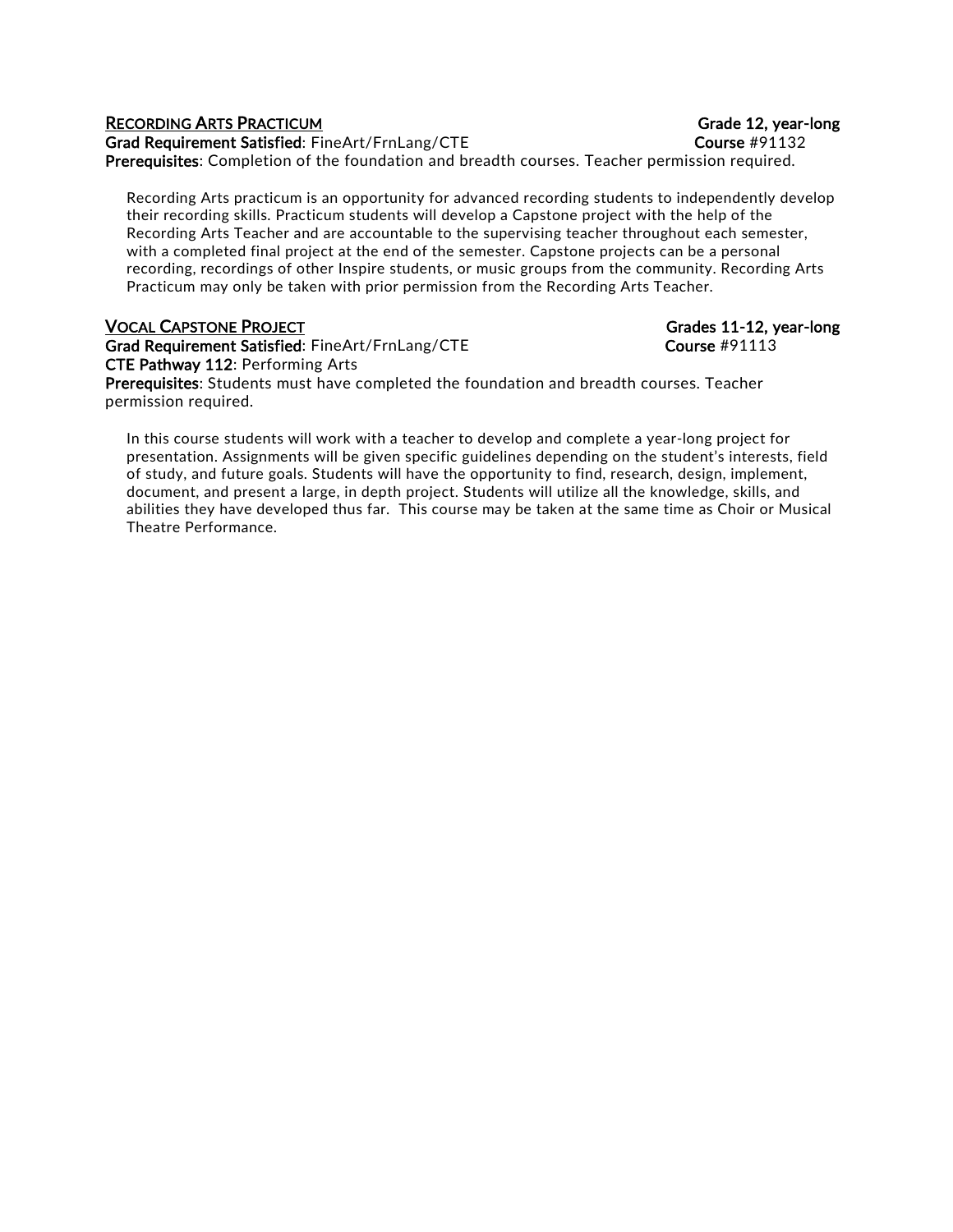## RECORDING ARTS PRACTICUM

**Grade 12, year-long**

**Grad Requirement Satisfied**: FineArt/FrnLang/CTE  
**Course** #91132  
**Prerequisites**: Completion of the foundation and breadth courses. Teacher permission required.

Recording Arts practicum is an opportunity for advanced recording students to independently develop their recording skills. Practicum students will develop a Capstone project with the help of the Recording Arts Teacher and are accountable to the supervising teacher throughout each semester, with a completed final project at the end of the semester. Capstone projects can be a personal recording, recordings of other Inspire students, or music groups from the community. Recording Arts Practicum may only be taken with prior permission from the Recording Arts Teacher.

## VOCAL CAPSTONE PROJECT

**Grades 11-12, year-long**

**Grad Requirement Satisfied**: FineArt/FrnLang/CTE  
**Course** #91113  
**CTE Pathway 112**: Performing Arts  
**Prerequisites**: Students must have completed the foundation and breadth courses. Teacher permission required.

In this course students will work with a teacher to develop and complete a year-long project for presentation. Assignments will be given specific guidelines depending on the student's interests, field of study, and future goals. Students will have the opportunity to find, research, design, implement, document, and present a large, in depth project. Students will utilize all the knowledge, skills, and abilities they have developed thus far. This course may be taken at the same time as Choir or Musical Theatre Performance.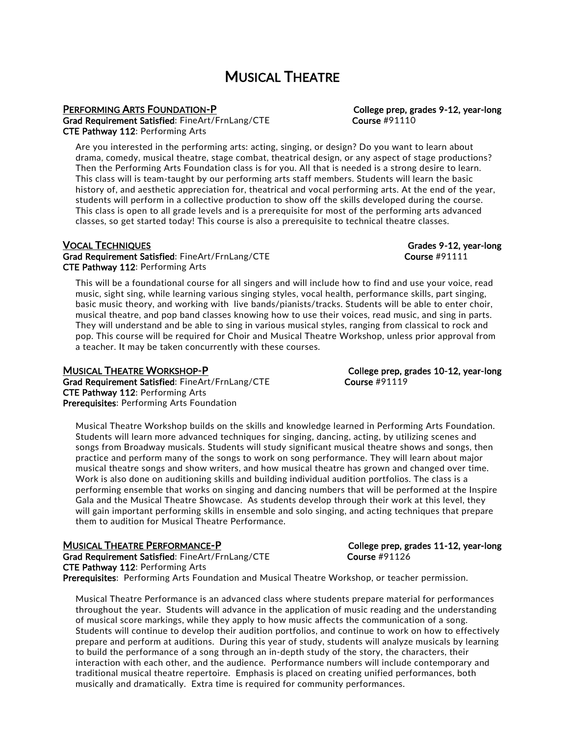# Musical Theatre

## Performing Arts Foundation-P

**College prep, grades 9-12, year-long**

**Grad Requirement Satisfied**: FineArt/FrnLang/CTE  
**Course** #91110  
**CTE Pathway 112**: Performing Arts

Are you interested in the performing arts: acting, singing, or design? Do you want to learn about drama, comedy, musical theatre, stage combat, theatrical design, or any aspect of stage productions? Then the Performing Arts Foundation class is for you. All that is needed is a strong desire to learn. This class will is team-taught by our performing arts staff members. Students will learn the basic history of, and aesthetic appreciation for, theatrical and vocal performing arts. At the end of the year, students will perform in a collective production to show off the skills developed during the course. This class is open to all grade levels and is a prerequisite for most of the performing arts advanced classes, so get started today! This course is also a prerequisite to technical theatre classes.

## Vocal Techniques

**Grades 9-12, year-long**

**Grad Requirement Satisfied**: FineArt/FrnLang/CTE  
**Course** #91111  
**CTE Pathway 112**: Performing Arts

This will be a foundational course for all singers and will include how to find and use your voice, read music, sight sing, while learning various singing styles, vocal health, performance skills, part singing, basic music theory, and working with live bands/pianists/tracks. Students will be able to enter choir, musical theatre, and pop band classes knowing how to use their voices, read music, and sing in parts. They will understand and be able to sing in various musical styles, ranging from classical to rock and pop. This course will be required for Choir and Musical Theatre Workshop, unless prior approval from a teacher. It may be taken concurrently with these courses.

## Musical Theatre Workshop-P

**College prep, grades 10-12, year-long**

**Grad Requirement Satisfied**: FineArt/FrnLang/CTE  
**Course** #91119  
**CTE Pathway 112**: Performing Arts  
**Prerequisites**: Performing Arts Foundation

Musical Theatre Workshop builds on the skills and knowledge learned in Performing Arts Foundation. Students will learn more advanced techniques for singing, dancing, acting, by utilizing scenes and songs from Broadway musicals. Students will study significant musical theatre shows and songs, then practice and perform many of the songs to work on song performance. They will learn about major musical theatre songs and show writers, and how musical theatre has grown and changed over time. Work is also done on auditioning skills and building individual audition portfolios. The class is a performing ensemble that works on singing and dancing numbers that will be performed at the Inspire Gala and the Musical Theatre Showcase. As students develop through their work at this level, they will gain important performing skills in ensemble and solo singing, and acting techniques that prepare them to audition for Musical Theatre Performance.

## Musical Theatre Performance-P

**College prep, grades 11-12, year-long**

**Grad Requirement Satisfied**: FineArt/FrnLang/CTE  
**Course** #91126  
**CTE Pathway 112**: Performing Arts  
**Prerequisites**: Performing Arts Foundation and Musical Theatre Workshop, or teacher permission.

Musical Theatre Performance is an advanced class where students prepare material for performances throughout the year. Students will advance in the application of music reading and the understanding of musical score markings, while they apply to how music affects the communication of a song. Students will continue to develop their audition portfolios, and continue to work on how to effectively prepare and perform at auditions. During this year of study, students will analyze musicals by learning to build the performance of a song through an in-depth study of the story, the characters, their interaction with each other, and the audience. Performance numbers will include contemporary and traditional musical theatre repertoire. Emphasis is placed on creating unified performances, both musically and dramatically. Extra time is required for community performances.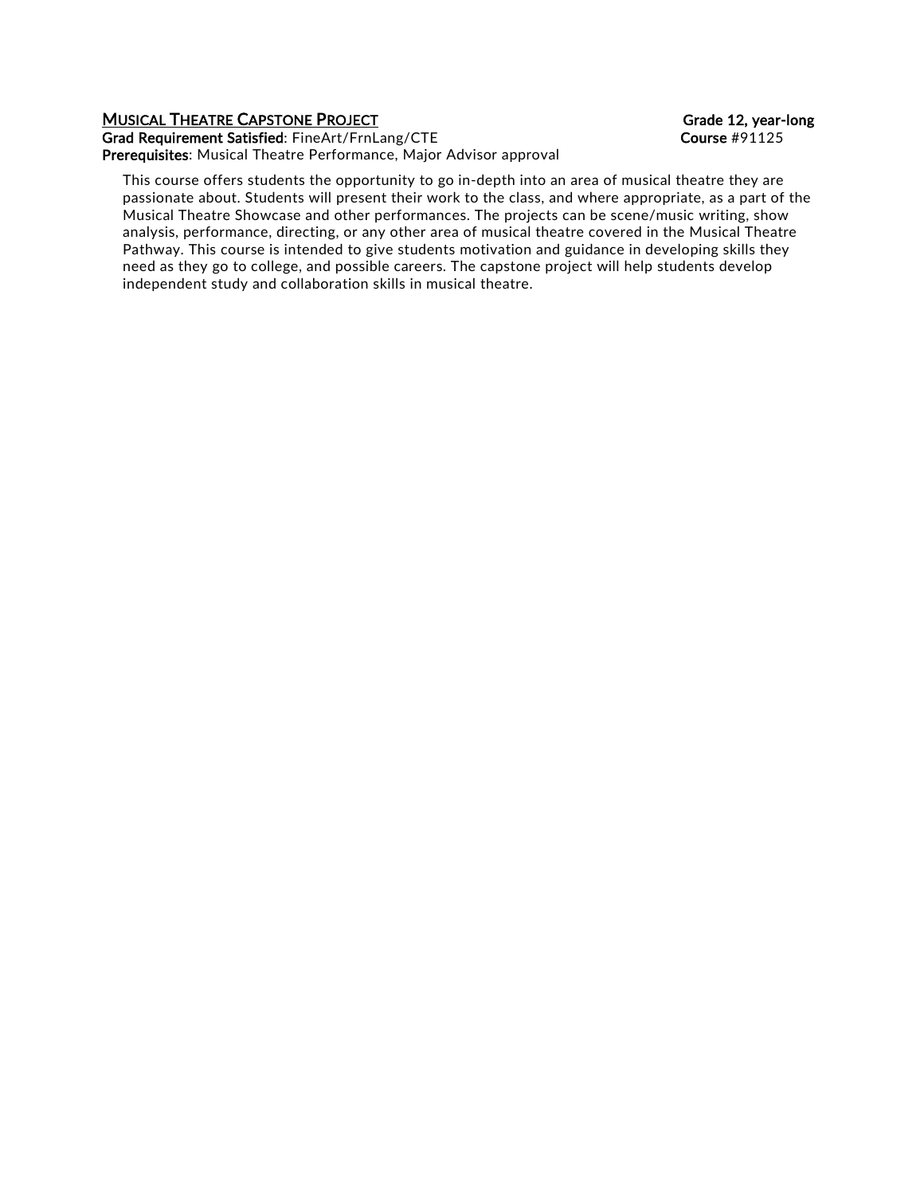### MUSICAL THEATRE CAPSTONE PROJECT

**Grade 12, year-long**
**Grad Requirement Satisfied**: FineArt/FrnLang/CTE
**Course** #91125
**Prerequisites**: Musical Theatre Performance, Major Advisor approval

This course offers students the opportunity to go in-depth into an area of musical theatre they are passionate about. Students will present their work to the class, and where appropriate, as a part of the Musical Theatre Showcase and other performances. The projects can be scene/music writing, show analysis, performance, directing, or any other area of musical theatre covered in the Musical Theatre Pathway. This course is intended to give students motivation and guidance in developing skills they need as they go to college, and possible careers. The capstone project will help students develop independent study and collaboration skills in musical theatre.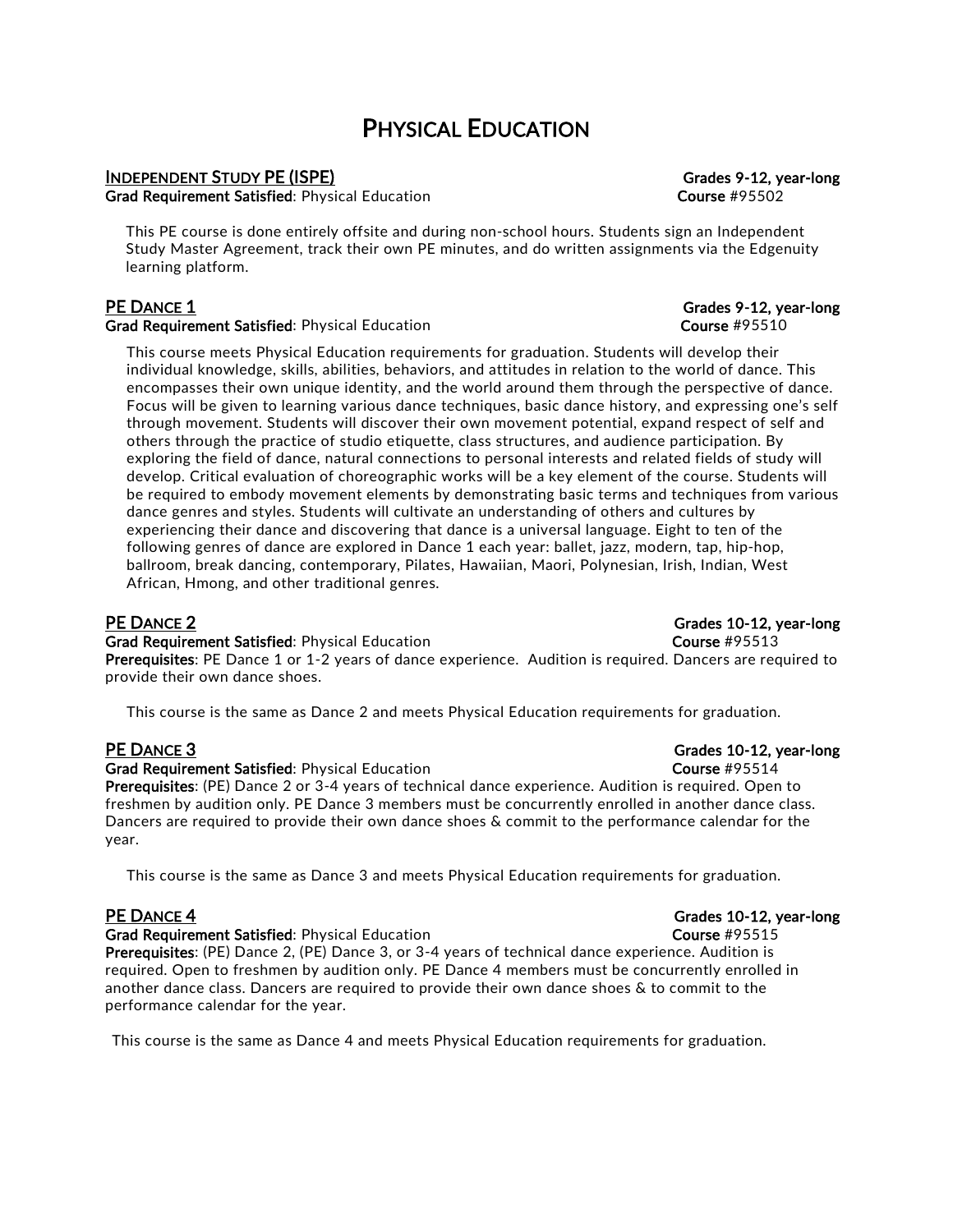# Physical Education

## Independent Study PE (ISPE)

**Grades 9-12, year-long**
**Grad Requirement Satisfied**: Physical Education
**Course** #95502

This PE course is done entirely offsite and during non-school hours. Students sign an Independent Study Master Agreement, track their own PE minutes, and do written assignments via the Edgenuity learning platform.

## PE Dance 1

**Grades 9-12, year-long**
**Grad Requirement Satisfied**: Physical Education
**Course** #95510

This course meets Physical Education requirements for graduation. Students will develop their individual knowledge, skills, abilities, behaviors, and attitudes in relation to the world of dance. This encompasses their own unique identity, and the world around them through the perspective of dance. Focus will be given to learning various dance techniques, basic dance history, and expressing one's self through movement. Students will discover their own movement potential, expand respect of self and others through the practice of studio etiquette, class structures, and audience participation. By exploring the field of dance, natural connections to personal interests and related fields of study will develop. Critical evaluation of choreographic works will be a key element of the course. Students will be required to embody movement elements by demonstrating basic terms and techniques from various dance genres and styles. Students will cultivate an understanding of others and cultures by experiencing their dance and discovering that dance is a universal language. Eight to ten of the following genres of dance are explored in Dance 1 each year: ballet, jazz, modern, tap, hip-hop, ballroom, break dancing, contemporary, Pilates, Hawaiian, Maori, Polynesian, Irish, Indian, West African, Hmong, and other traditional genres.

## PE Dance 2

**Grades 10-12, year-long**
**Grad Requirement Satisfied**: Physical Education
**Course** #95513
**Prerequisites**: PE Dance 1 or 1-2 years of dance experience. Audition is required. Dancers are required to provide their own dance shoes.

This course is the same as Dance 2 and meets Physical Education requirements for graduation.

## PE Dance 3

**Grades 10-12, year-long**
**Grad Requirement Satisfied**: Physical Education
**Course** #95514
**Prerequisites**: (PE) Dance 2 or 3-4 years of technical dance experience. Audition is required. Open to freshmen by audition only. PE Dance 3 members must be concurrently enrolled in another dance class. Dancers are required to provide their own dance shoes & commit to the performance calendar for the year.

This course is the same as Dance 3 and meets Physical Education requirements for graduation.

## PE Dance 4

**Grades 10-12, year-long**
**Grad Requirement Satisfied**: Physical Education
**Course** #95515
**Prerequisites**: (PE) Dance 2, (PE) Dance 3, or 3-4 years of technical dance experience. Audition is required. Open to freshmen by audition only. PE Dance 4 members must be concurrently enrolled in another dance class. Dancers are required to provide their own dance shoes & to commit to the performance calendar for the year.

This course is the same as Dance 4 and meets Physical Education requirements for graduation.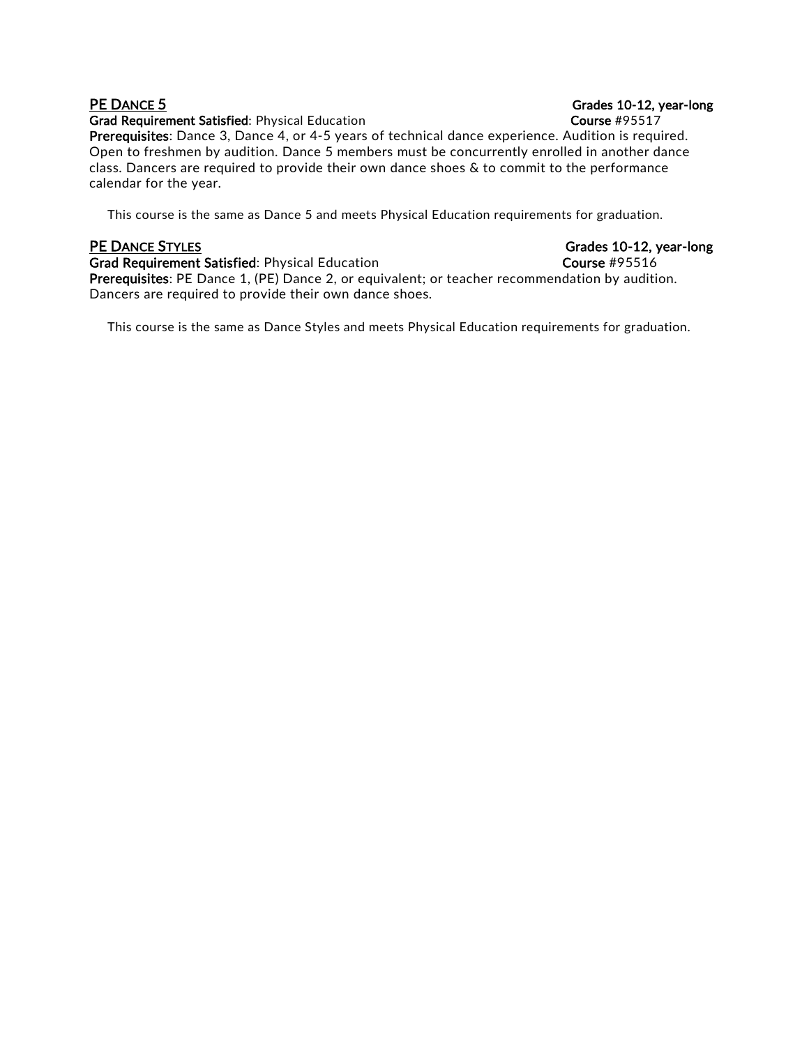## PE Dance 5

**Grades 10-12, year-long**

**Grad Requirement Satisfied**: Physical Education **Course** #95517

**Prerequisites**: Dance 3, Dance 4, or 4-5 years of technical dance experience. Audition is required. Open to freshmen by audition. Dance 5 members must be concurrently enrolled in another dance class. Dancers are required to provide their own dance shoes & to commit to the performance calendar for the year.

This course is the same as Dance 5 and meets Physical Education requirements for graduation.

## PE Dance Styles

**Grades 10-12, year-long**

**Grad Requirement Satisfied**: Physical Education **Course** #95516

**Prerequisites**: PE Dance 1, (PE) Dance 2, or equivalent; or teacher recommendation by audition. Dancers are required to provide their own dance shoes.

This course is the same as Dance Styles and meets Physical Education requirements for graduation.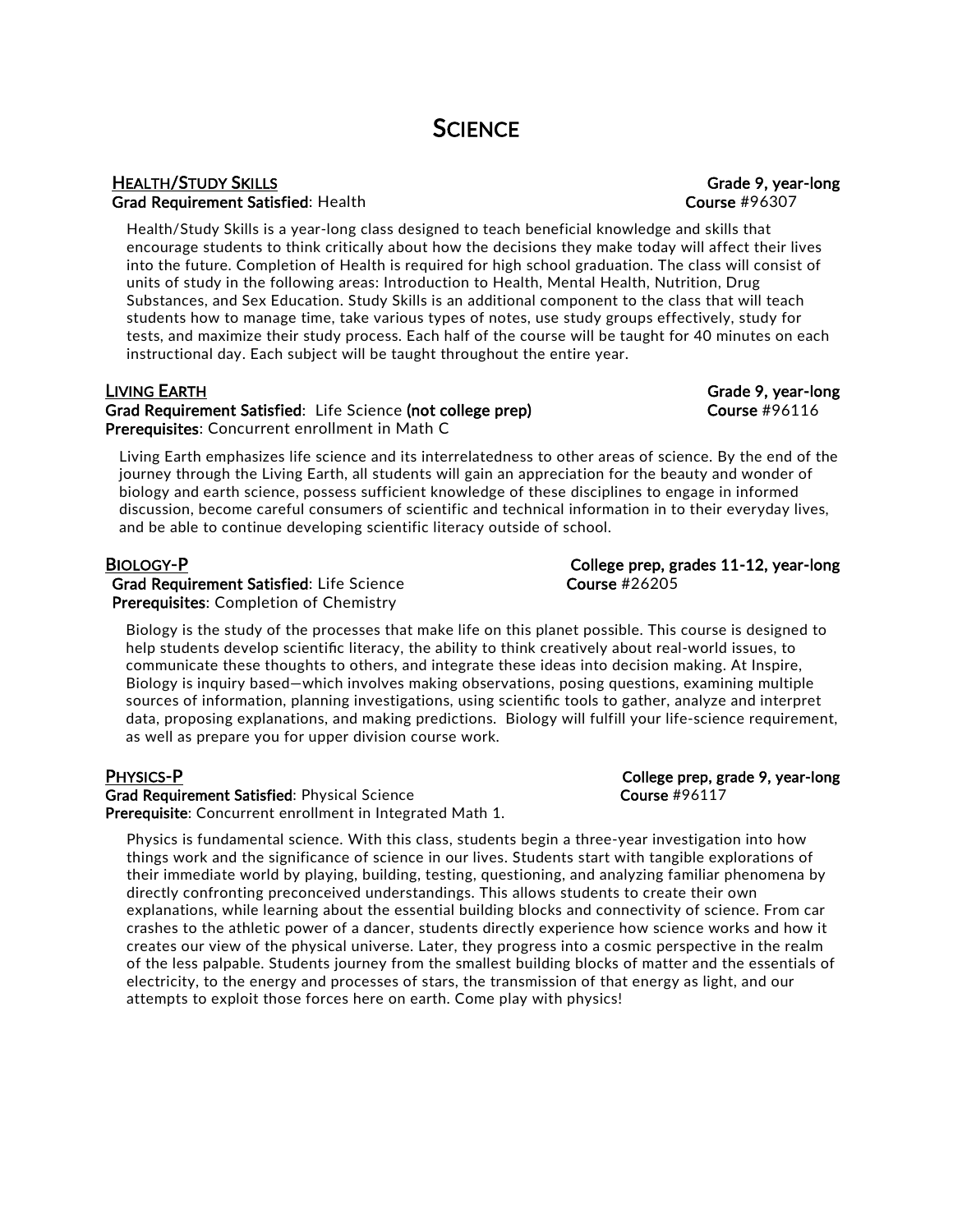# SCIENCE

## HEALTH/STUDY SKILLS

**Grade 9, year-long**

**Grad Requirement Satisfied**: Health

**Course** #96307

Health/Study Skills is a year-long class designed to teach beneficial knowledge and skills that encourage students to think critically about how the decisions they make today will affect their lives into the future. Completion of Health is required for high school graduation. The class will consist of units of study in the following areas: Introduction to Health, Mental Health, Nutrition, Drug Substances, and Sex Education. Study Skills is an additional component to the class that will teach students how to manage time, take various types of notes, use study groups effectively, study for tests, and maximize their study process. Each half of the course will be taught for 40 minutes on each instructional day. Each subject will be taught throughout the entire year.

## LIVING EARTH

**Grade 9, year-long**

**Grad Requirement Satisfied**: Life Science **(not college prep)**

**Course** #96116

**Prerequisites**: Concurrent enrollment in Math C

Living Earth emphasizes life science and its interrelatedness to other areas of science. By the end of the journey through the Living Earth, all students will gain an appreciation for the beauty and wonder of biology and earth science, possess sufficient knowledge of these disciplines to engage in informed discussion, become careful consumers of scientific and technical information in to their everyday lives, and be able to continue developing scientific literacy outside of school.

## BIOLOGY-P

**College prep, grades 11-12, year-long**

**Grad Requirement Satisfied**: Life Science

**Course** #26205

**Prerequisites**: Completion of Chemistry

Biology is the study of the processes that make life on this planet possible. This course is designed to help students develop scientific literacy, the ability to think creatively about real-world issues, to communicate these thoughts to others, and integrate these ideas into decision making. At Inspire, Biology is inquiry based—which involves making observations, posing questions, examining multiple sources of information, planning investigations, using scientific tools to gather, analyze and interpret data, proposing explanations, and making predictions. Biology will fulfill your life-science requirement, as well as prepare you for upper division course work.

## PHYSICS-P

**College prep, grade 9, year-long**

**Grad Requirement Satisfied**: Physical Science

**Course** #96117

**Prerequisite**: Concurrent enrollment in Integrated Math 1.

Physics is fundamental science. With this class, students begin a three-year investigation into how things work and the significance of science in our lives. Students start with tangible explorations of their immediate world by playing, building, testing, questioning, and analyzing familiar phenomena by directly confronting preconceived understandings. This allows students to create their own explanations, while learning about the essential building blocks and connectivity of science. From car crashes to the athletic power of a dancer, students directly experience how science works and how it creates our view of the physical universe. Later, they progress into a cosmic perspective in the realm of the less palpable. Students journey from the smallest building blocks of matter and the essentials of electricity, to the energy and processes of stars, the transmission of that energy as light, and our attempts to exploit those forces here on earth. Come play with physics!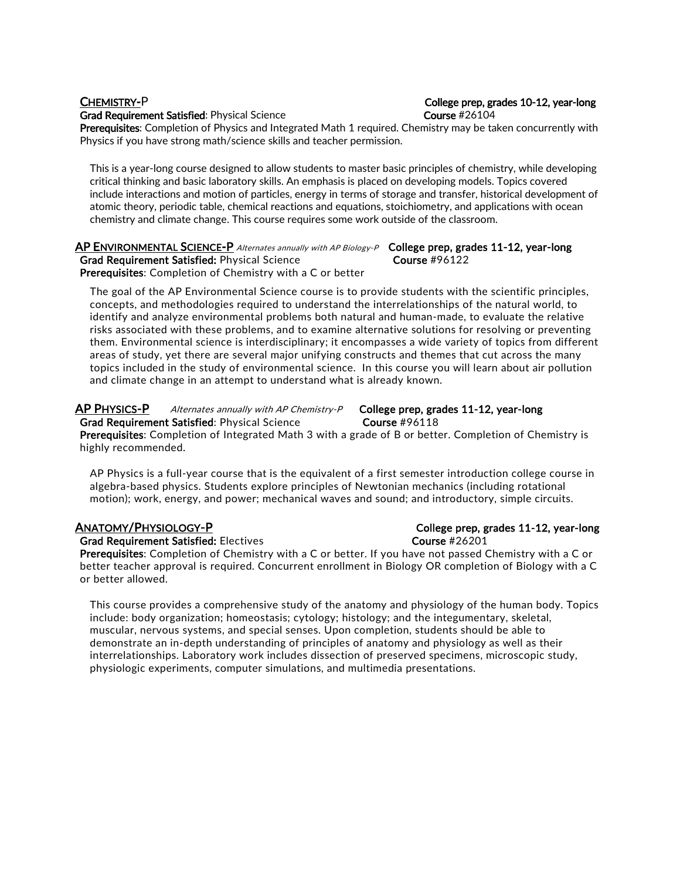### CHEMISTRY-P

**College prep, grades 10-12, year-long**

**Grad Requirement Satisfied**: Physical Science **Course** #26104

**Prerequisites**: Completion of Physics and Integrated Math 1 required. Chemistry may be taken concurrently with Physics if you have strong math/science skills and teacher permission.

This is a year-long course designed to allow students to master basic principles of chemistry, while developing critical thinking and basic laboratory skills. An emphasis is placed on developing models. Topics covered include interactions and motion of particles, energy in terms of storage and transfer, historical development of atomic theory, periodic table, chemical reactions and equations, stoichiometry, and applications with ocean chemistry and climate change. This course requires some work outside of the classroom.

### AP ENVIRONMENTAL SCIENCE-P *Alternates annually with AP Biology-P*

**College prep, grades 11-12, year-long**

**Grad Requirement Satisfied:** Physical Science **Course** #96122

**Prerequisites**: Completion of Chemistry with a C or better

The goal of the AP Environmental Science course is to provide students with the scientific principles, concepts, and methodologies required to understand the interrelationships of the natural world, to identify and analyze environmental problems both natural and human-made, to evaluate the relative risks associated with these problems, and to examine alternative solutions for resolving or preventing them. Environmental science is interdisciplinary; it encompasses a wide variety of topics from different areas of study, yet there are several major unifying constructs and themes that cut across the many topics included in the study of environmental science. In this course you will learn about air pollution and climate change in an attempt to understand what is already known.

### AP PHYSICS-P *Alternates annually with AP Chemistry-P*

**College prep, grades 11-12, year-long**

**Grad Requirement Satisfied**: Physical Science **Course** #96118

**Prerequisites**: Completion of Integrated Math 3 with a grade of B or better. Completion of Chemistry is highly recommended.

AP Physics is a full-year course that is the equivalent of a first semester introduction college course in algebra-based physics. Students explore principles of Newtonian mechanics (including rotational motion); work, energy, and power; mechanical waves and sound; and introductory, simple circuits.

### ANATOMY/PHYSIOLOGY-P

**College prep, grades 11-12, year-long**

**Grad Requirement Satisfied:** Electives **Course** #26201

**Prerequisites**: Completion of Chemistry with a C or better. If you have not passed Chemistry with a C or better teacher approval is required. Concurrent enrollment in Biology OR completion of Biology with a C or better allowed.

This course provides a comprehensive study of the anatomy and physiology of the human body. Topics include: body organization; homeostasis; cytology; histology; and the integumentary, skeletal, muscular, nervous systems, and special senses. Upon completion, students should be able to demonstrate an in-depth understanding of principles of anatomy and physiology as well as their interrelationships. Laboratory work includes dissection of preserved specimens, microscopic study, physiologic experiments, computer simulations, and multimedia presentations.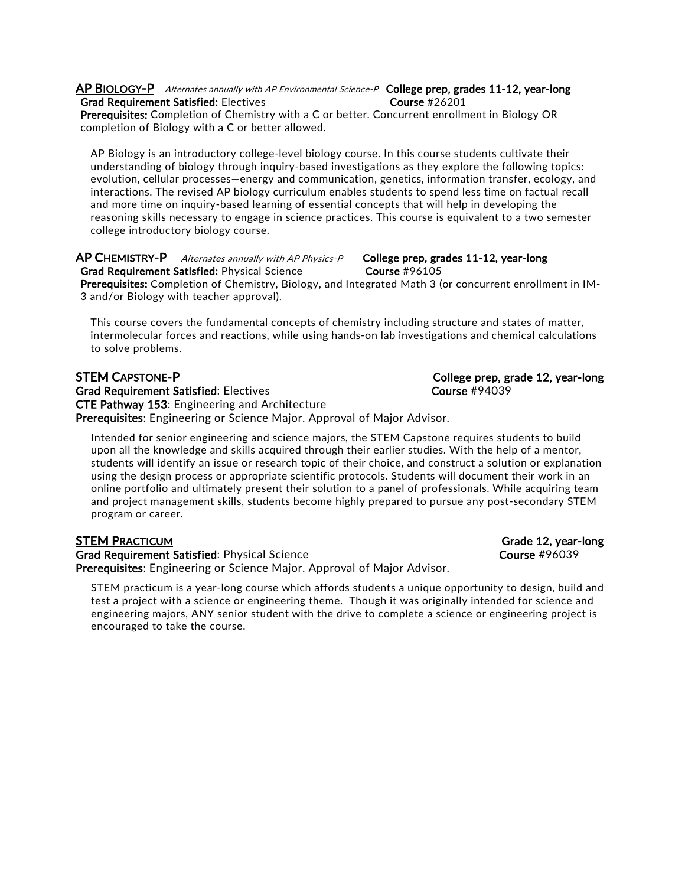## AP Biology-P

*Alternates annually with AP Environmental Science-P* **College prep, grades 11-12, year-long**

**Grad Requirement Satisfied:** Electives **Course** #26201

**Prerequisites:** Completion of Chemistry with a C or better. Concurrent enrollment in Biology OR completion of Biology with a C or better allowed.

AP Biology is an introductory college-level biology course. In this course students cultivate their understanding of biology through inquiry-based investigations as they explore the following topics: evolution, cellular processes—energy and communication, genetics, information transfer, ecology, and interactions. The revised AP biology curriculum enables students to spend less time on factual recall and more time on inquiry-based learning of essential concepts that will help in developing the reasoning skills necessary to engage in science practices. This course is equivalent to a two semester college introductory biology course.

## AP Chemistry-P

*Alternates annually with AP Physics-P* **College prep, grades 11-12, year-long**

**Grad Requirement Satisfied:** Physical Science **Course** #96105

**Prerequisites:** Completion of Chemistry, Biology, and Integrated Math 3 (or concurrent enrollment in IM-3 and/or Biology with teacher approval).

This course covers the fundamental concepts of chemistry including structure and states of matter, intermolecular forces and reactions, while using hands-on lab investigations and chemical calculations to solve problems.

## STEM Capstone-P

**College prep, grade 12, year-long**

**Grad Requirement Satisfied**: Electives **Course** #94039

**CTE Pathway 153**: Engineering and Architecture

**Prerequisites**: Engineering or Science Major. Approval of Major Advisor.

Intended for senior engineering and science majors, the STEM Capstone requires students to build upon all the knowledge and skills acquired through their earlier studies. With the help of a mentor, students will identify an issue or research topic of their choice, and construct a solution or explanation using the design process or appropriate scientific protocols. Students will document their work in an online portfolio and ultimately present their solution to a panel of professionals. While acquiring team and project management skills, students become highly prepared to pursue any post-secondary STEM program or career.

## STEM Practicum

**Grade 12, year-long**

**Grad Requirement Satisfied**: Physical Science **Course** #96039

**Prerequisites**: Engineering or Science Major. Approval of Major Advisor.

STEM practicum is a year-long course which affords students a unique opportunity to design, build and test a project with a science or engineering theme. Though it was originally intended for science and engineering majors, ANY senior student with the drive to complete a science or engineering project is encouraged to take the course.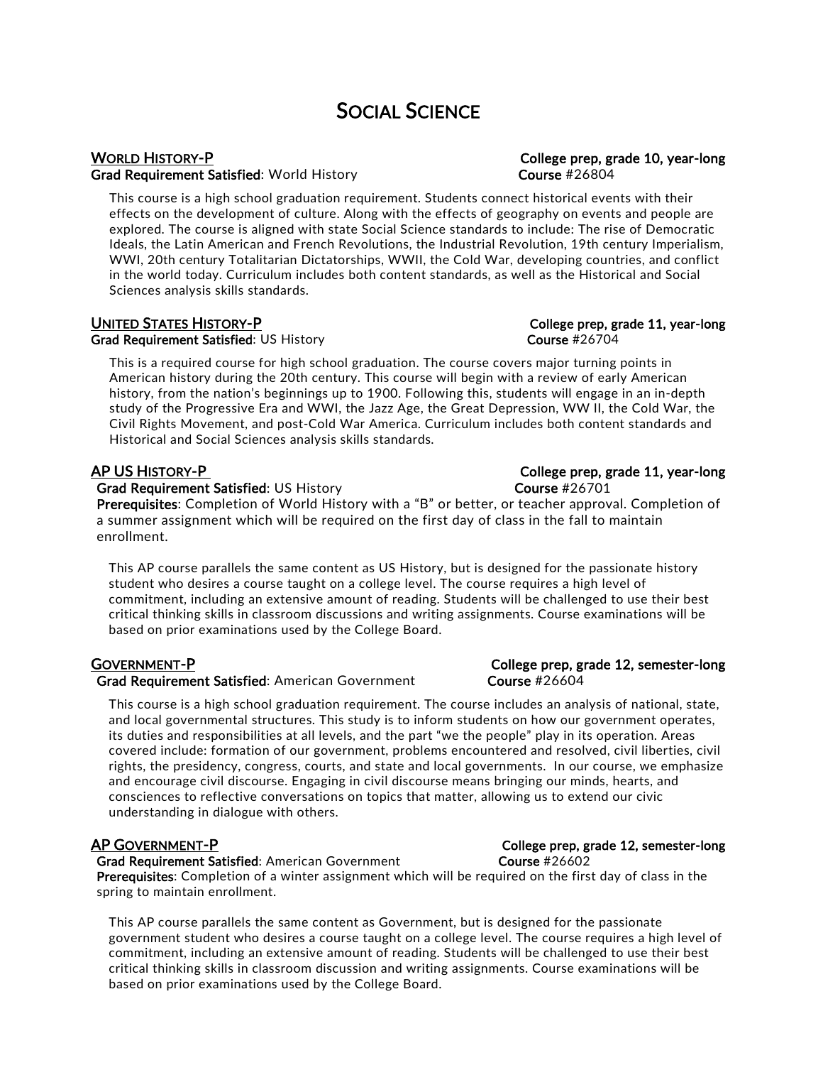# SOCIAL SCIENCE

## WORLD HISTORY-P

**College prep, grade 10, year-long**

**Grad Requirement Satisfied**: World History **Course** #26804

This course is a high school graduation requirement. Students connect historical events with their effects on the development of culture. Along with the effects of geography on events and people are explored. The course is aligned with state Social Science standards to include: The rise of Democratic Ideals, the Latin American and French Revolutions, the Industrial Revolution, 19th century Imperialism, WWI, 20th century Totalitarian Dictatorships, WWII, the Cold War, developing countries, and conflict in the world today. Curriculum includes both content standards, as well as the Historical and Social Sciences analysis skills standards.

## UNITED STATES HISTORY-P

**College prep, grade 11, year-long**

**Grad Requirement Satisfied**: US History **Course** #26704

This is a required course for high school graduation. The course covers major turning points in American history during the 20th century. This course will begin with a review of early American history, from the nation's beginnings up to 1900. Following this, students will engage in an in-depth study of the Progressive Era and WWI, the Jazz Age, the Great Depression, WW II, the Cold War, the Civil Rights Movement, and post-Cold War America. Curriculum includes both content standards and Historical and Social Sciences analysis skills standards.

## AP US HISTORY-P

**College prep, grade 11, year-long**

**Grad Requirement Satisfied**: US History **Course** #26701

**Prerequisites**: Completion of World History with a "B" or better, or teacher approval. Completion of a summer assignment which will be required on the first day of class in the fall to maintain enrollment.

This AP course parallels the same content as US History, but is designed for the passionate history student who desires a course taught on a college level. The course requires a high level of commitment, including an extensive amount of reading. Students will be challenged to use their best critical thinking skills in classroom discussions and writing assignments. Course examinations will be based on prior examinations used by the College Board.

## GOVERNMENT-P

**College prep, grade 12, semester-long**

**Grad Requirement Satisfied**: American Government **Course** #26604

This course is a high school graduation requirement. The course includes an analysis of national, state, and local governmental structures. This study is to inform students on how our government operates, its duties and responsibilities at all levels, and the part "we the people" play in its operation. Areas covered include: formation of our government, problems encountered and resolved, civil liberties, civil rights, the presidency, congress, courts, and state and local governments. In our course, we emphasize and encourage civil discourse. Engaging in civil discourse means bringing our minds, hearts, and consciences to reflective conversations on topics that matter, allowing us to extend our civic understanding in dialogue with others.

## AP GOVERNMENT-P

**College prep, grade 12, semester-long**

**Grad Requirement Satisfied**: American Government **Course** #26602

**Prerequisites**: Completion of a winter assignment which will be required on the first day of class in the spring to maintain enrollment.

This AP course parallels the same content as Government, but is designed for the passionate government student who desires a course taught on a college level. The course requires a high level of commitment, including an extensive amount of reading. Students will be challenged to use their best critical thinking skills in classroom discussion and writing assignments. Course examinations will be based on prior examinations used by the College Board.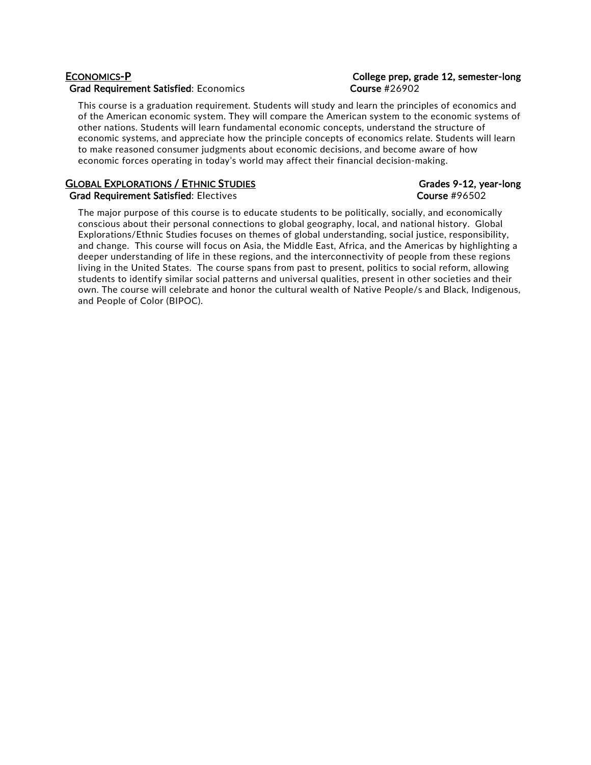## Economics-P

**College prep, grade 12, semester-long**

**Grad Requirement Satisfied**: Economics

**Course** #26902

This course is a graduation requirement. Students will study and learn the principles of economics and of the American economic system. They will compare the American system to the economic systems of other nations. Students will learn fundamental economic concepts, understand the structure of economic systems, and appreciate how the principle concepts of economics relate. Students will learn to make reasoned consumer judgments about economic decisions, and become aware of how economic forces operating in today's world may affect their financial decision-making.

## Global Explorations / Ethnic Studies

**Grades 9-12, year-long**

**Grad Requirement Satisfied**: Electives

**Course** #96502

The major purpose of this course is to educate students to be politically, socially, and economically conscious about their personal connections to global geography, local, and national history. Global Explorations/Ethnic Studies focuses on themes of global understanding, social justice, responsibility, and change. This course will focus on Asia, the Middle East, Africa, and the Americas by highlighting a deeper understanding of life in these regions, and the interconnectivity of people from these regions living in the United States. The course spans from past to present, politics to social reform, allowing students to identify similar social patterns and universal qualities, present in other societies and their own. The course will celebrate and honor the cultural wealth of Native People/s and Black, Indigenous, and People of Color (BIPOC).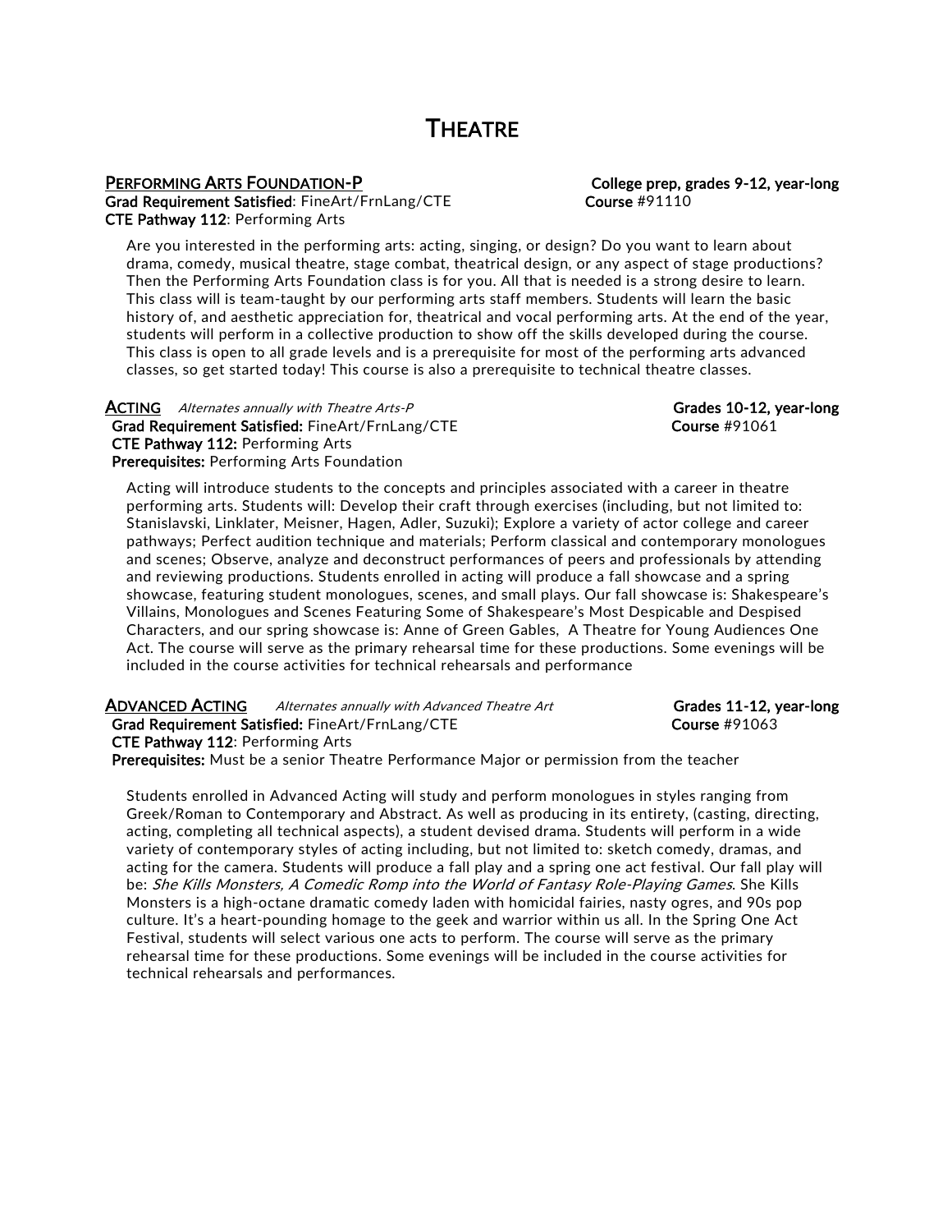# Theatre

## Performing Arts Foundation-P

**College prep, grades 9-12, year-long**
**Grad Requirement Satisfied**: FineArt/FrnLang/CTE
**Course** #91110
**CTE Pathway 112**: Performing Arts

Are you interested in the performing arts: acting, singing, or design? Do you want to learn about drama, comedy, musical theatre, stage combat, theatrical design, or any aspect of stage productions? Then the Performing Arts Foundation class is for you. All that is needed is a strong desire to learn. This class will is team-taught by our performing arts staff members. Students will learn the basic history of, and aesthetic appreciation for, theatrical and vocal performing arts. At the end of the year, students will perform in a collective production to show off the skills developed during the course. This class is open to all grade levels and is a prerequisite for most of the performing arts advanced classes, so get started today! This course is also a prerequisite to technical theatre classes.

## Acting

*Alternates annually with Theatre Arts-P*

**Grades 10-12, year-long**
**Grad Requirement Satisfied:** FineArt/FrnLang/CTE
**Course** #91061
**CTE Pathway 112:** Performing Arts
**Prerequisites:** Performing Arts Foundation

Acting will introduce students to the concepts and principles associated with a career in theatre performing arts. Students will: Develop their craft through exercises (including, but not limited to: Stanislavski, Linklater, Meisner, Hagen, Adler, Suzuki); Explore a variety of actor college and career pathways; Perfect audition technique and materials; Perform classical and contemporary monologues and scenes; Observe, analyze and deconstruct performances of peers and professionals by attending and reviewing productions. Students enrolled in acting will produce a fall showcase and a spring showcase, featuring student monologues, scenes, and small plays. Our fall showcase is: Shakespeare's Villains, Monologues and Scenes Featuring Some of Shakespeare's Most Despicable and Despised Characters, and our spring showcase is: Anne of Green Gables, A Theatre for Young Audiences One Act. The course will serve as the primary rehearsal time for these productions. Some evenings will be included in the course activities for technical rehearsals and performance

## Advanced Acting

*Alternates annually with Advanced Theatre Art*

**Grades 11-12, year-long**
**Grad Requirement Satisfied:** FineArt/FrnLang/CTE
**Course** #91063
**CTE Pathway 112:** Performing Arts
**Prerequisites:** Must be a senior Theatre Performance Major or permission from the teacher

Students enrolled in Advanced Acting will study and perform monologues in styles ranging from Greek/Roman to Contemporary and Abstract. As well as producing in its entirety, (casting, directing, acting, completing all technical aspects), a student devised drama. Students will perform in a wide variety of contemporary styles of acting including, but not limited to: sketch comedy, dramas, and acting for the camera. Students will produce a fall play and a spring one act festival. Our fall play will be: *She Kills Monsters, A Comedic Romp into the World of Fantasy Role-Playing Games*. She Kills Monsters is a high-octane dramatic comedy laden with homicidal fairies, nasty ogres, and 90s pop culture. It's a heart-pounding homage to the geek and warrior within us all. In the Spring One Act Festival, students will select various one acts to perform. The course will serve as the primary rehearsal time for these productions. Some evenings will be included in the course activities for technical rehearsals and performances.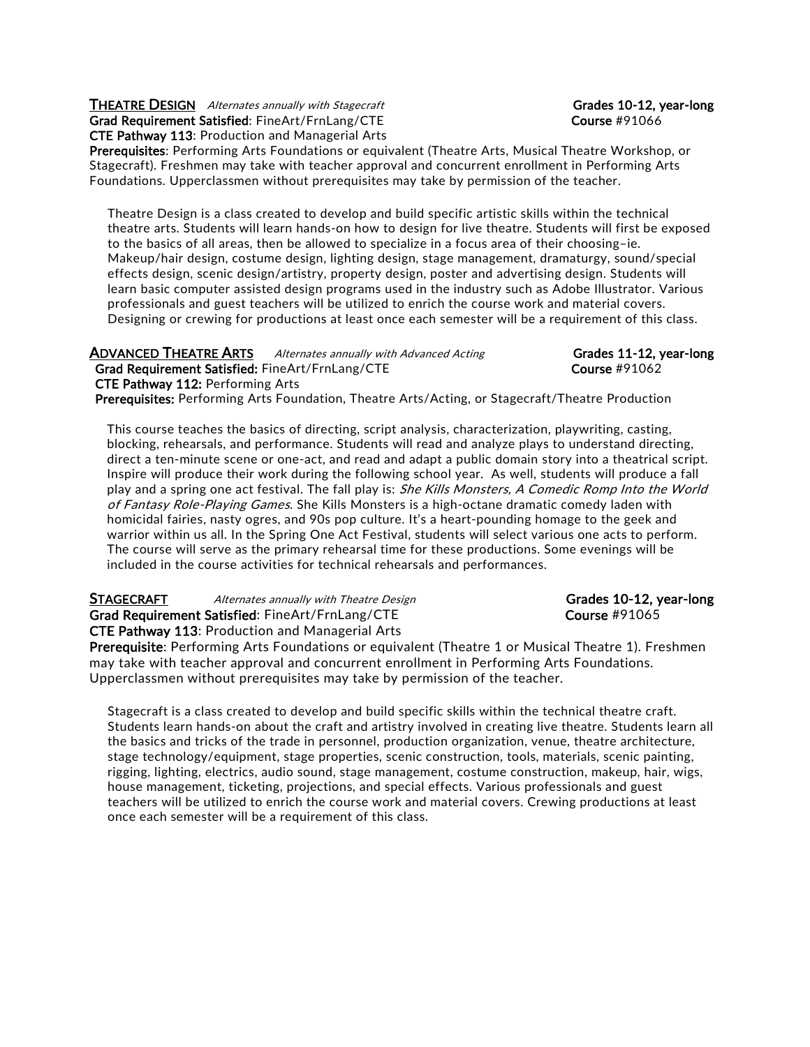## THEATRE DESIGN *Alternates annually with Stagecraft* **Grades 10-12, year-long**

**Grad Requirement Satisfied**: FineArt/FrnLang/CTE **Course** #91066
**CTE Pathway 113**: Production and Managerial Arts
**Prerequisites**: Performing Arts Foundations or equivalent (Theatre Arts, Musical Theatre Workshop, or Stagecraft). Freshmen may take with teacher approval and concurrent enrollment in Performing Arts Foundations. Upperclassmen without prerequisites may take by permission of the teacher.

Theatre Design is a class created to develop and build specific artistic skills within the technical theatre arts. Students will learn hands-on how to design for live theatre. Students will first be exposed to the basics of all areas, then be allowed to specialize in a focus area of their choosing–ie. Makeup/hair design, costume design, lighting design, stage management, dramaturgy, sound/special effects design, scenic design/artistry, property design, poster and advertising design. Students will learn basic computer assisted design programs used in the industry such as Adobe Illustrator. Various professionals and guest teachers will be utilized to enrich the course work and material covers. Designing or crewing for productions at least once each semester will be a requirement of this class.

## ADVANCED THEATRE ARTS *Alternates annually with Advanced Acting* **Grades 11-12, year-long**

**Grad Requirement Satisfied:** FineArt/FrnLang/CTE **Course** #91062
**CTE Pathway 112:** Performing Arts
**Prerequisites:** Performing Arts Foundation, Theatre Arts/Acting, or Stagecraft/Theatre Production

This course teaches the basics of directing, script analysis, characterization, playwriting, casting, blocking, rehearsals, and performance. Students will read and analyze plays to understand directing, direct a ten-minute scene or one-act, and read and adapt a public domain story into a theatrical script. Inspire will produce their work during the following school year. As well, students will produce a fall play and a spring one act festival. The fall play is: *She Kills Monsters, A Comedic Romp Into the World of Fantasy Role-Playing Games*. She Kills Monsters is a high-octane dramatic comedy laden with homicidal fairies, nasty ogres, and 90s pop culture. It's a heart-pounding homage to the geek and warrior within us all. In the Spring One Act Festival, students will select various one acts to perform. The course will serve as the primary rehearsal time for these productions. Some evenings will be included in the course activities for technical rehearsals and performances.

## STAGECRAFT *Alternates annually with Theatre Design* **Grades 10-12, year-long**

**Grad Requirement Satisfied**: FineArt/FrnLang/CTE **Course** #91065
**CTE Pathway 113**: Production and Managerial Arts
**Prerequisite**: Performing Arts Foundations or equivalent (Theatre 1 or Musical Theatre 1). Freshmen may take with teacher approval and concurrent enrollment in Performing Arts Foundations. Upperclassmen without prerequisites may take by permission of the teacher.

Stagecraft is a class created to develop and build specific skills within the technical theatre craft. Students learn hands-on about the craft and artistry involved in creating live theatre. Students learn all the basics and tricks of the trade in personnel, production organization, venue, theatre architecture, stage technology/equipment, stage properties, scenic construction, tools, materials, scenic painting, rigging, lighting, electrics, audio sound, stage management, costume construction, makeup, hair, wigs, house management, ticketing, projections, and special effects. Various professionals and guest teachers will be utilized to enrich the course work and material covers. Crewing productions at least once each semester will be a requirement of this class.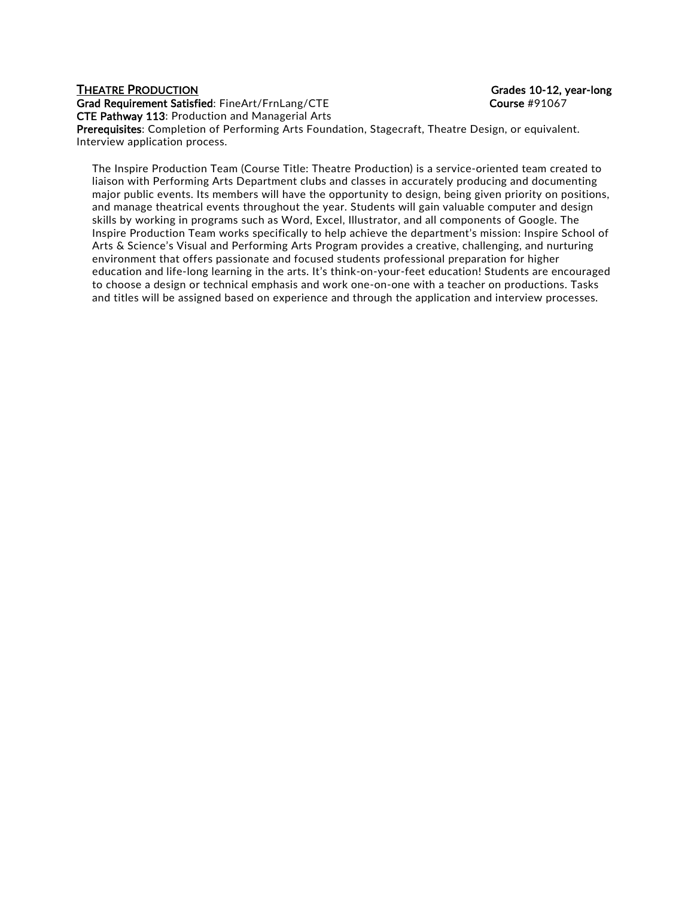**<u>THEATRE PRODUCTION</u>** **Grades 10-12, year-long**
**Grad Requirement Satisfied**: FineArt/FrnLang/CTE **Course** #91067
**CTE Pathway 113**: Production and Managerial Arts
**Prerequisites**: Completion of Performing Arts Foundation, Stagecraft, Theatre Design, or equivalent. Interview application process.

The Inspire Production Team (Course Title: Theatre Production) is a service-oriented team created to liaison with Performing Arts Department clubs and classes in accurately producing and documenting major public events. Its members will have the opportunity to design, being given priority on positions, and manage theatrical events throughout the year. Students will gain valuable computer and design skills by working in programs such as Word, Excel, Illustrator, and all components of Google. The Inspire Production Team works specifically to help achieve the department's mission: Inspire School of Arts & Science's Visual and Performing Arts Program provides a creative, challenging, and nurturing environment that offers passionate and focused students professional preparation for higher education and life-long learning in the arts. It's think-on-your-feet education! Students are encouraged to choose a design or technical emphasis and work one-on-one with a teacher on productions. Tasks and titles will be assigned based on experience and through the application and interview processes.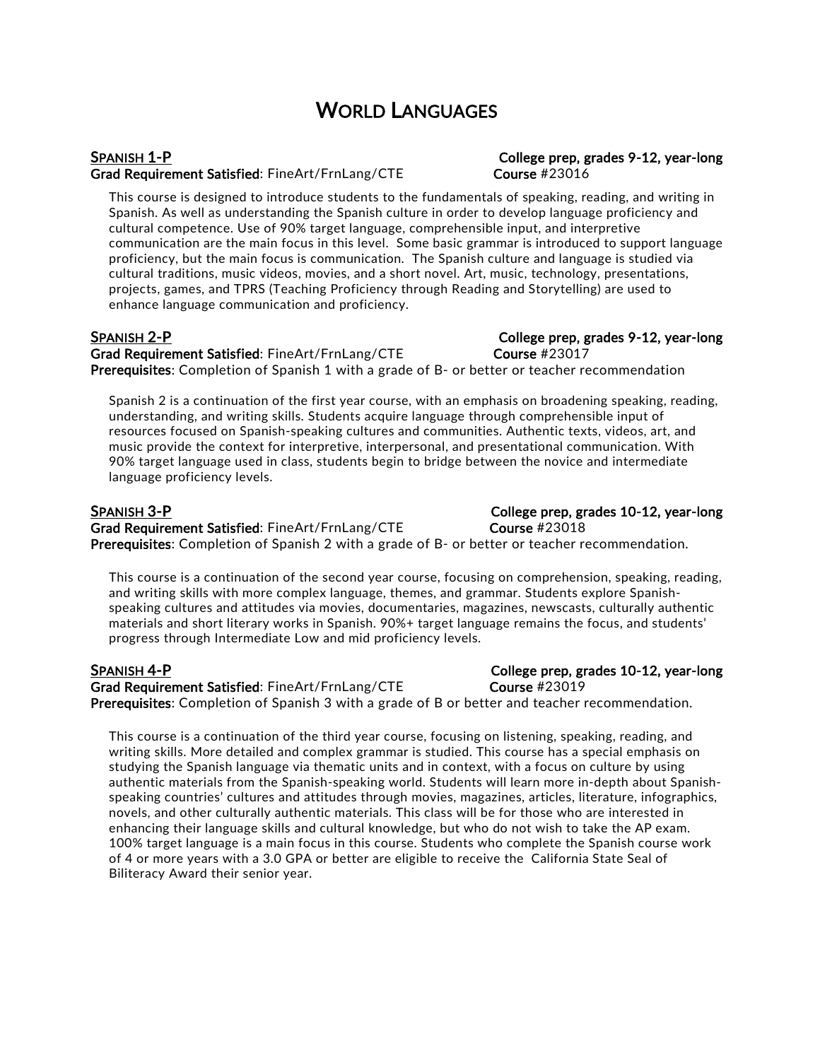# World Languages

## Spanish 1-P

**College prep, grades 9-12, year-long**

**Grad Requirement Satisfied**: FineArt/FrnLang/CTE **Course** #23016

This course is designed to introduce students to the fundamentals of speaking, reading, and writing in Spanish. As well as understanding the Spanish culture in order to develop language proficiency and cultural competence. Use of 90% target language, comprehensible input, and interpretive communication are the main focus in this level. Some basic grammar is introduced to support language proficiency, but the main focus is communication. The Spanish culture and language is studied via cultural traditions, music videos, movies, and a short novel. Art, music, technology, presentations, projects, games, and TPRS (Teaching Proficiency through Reading and Storytelling) are used to enhance language communication and proficiency.

## Spanish 2-P

**College prep, grades 9-12, year-long**

**Grad Requirement Satisfied**: FineArt/FrnLang/CTE **Course** #23017

**Prerequisites**: Completion of Spanish 1 with a grade of B- or better or teacher recommendation

Spanish 2 is a continuation of the first year course, with an emphasis on broadening speaking, reading, understanding, and writing skills. Students acquire language through comprehensible input of resources focused on Spanish-speaking cultures and communities. Authentic texts, videos, art, and music provide the context for interpretive, interpersonal, and presentational communication. With 90% target language used in class, students begin to bridge between the novice and intermediate language proficiency levels.

## Spanish 3-P

**College prep, grades 10-12, year-long**

**Grad Requirement Satisfied**: FineArt/FrnLang/CTE **Course** #23018

**Prerequisites**: Completion of Spanish 2 with a grade of B- or better or teacher recommendation.

This course is a continuation of the second year course, focusing on comprehension, speaking, reading, and writing skills with more complex language, themes, and grammar. Students explore Spanish-speaking cultures and attitudes via movies, documentaries, magazines, newscasts, culturally authentic materials and short literary works in Spanish. 90%+ target language remains the focus, and students' progress through Intermediate Low and mid proficiency levels.

## Spanish 4-P

**College prep, grades 10-12, year-long**

**Grad Requirement Satisfied**: FineArt/FrnLang/CTE **Course** #23019

**Prerequisites**: Completion of Spanish 3 with a grade of B or better and teacher recommendation.

This course is a continuation of the third year course, focusing on listening, speaking, reading, and writing skills. More detailed and complex grammar is studied. This course has a special emphasis on studying the Spanish language via thematic units and in context, with a focus on culture by using authentic materials from the Spanish-speaking world. Students will learn more in-depth about Spanish-speaking countries' cultures and attitudes through movies, magazines, articles, literature, infographics, novels, and other culturally authentic materials. This class will be for those who are interested in enhancing their language skills and cultural knowledge, but who do not wish to take the AP exam. 100% target language is a main focus in this course. Students who complete the Spanish course work of 4 or more years with a 3.0 GPA or better are eligible to receive the California State Seal of Biliteracy Award their senior year.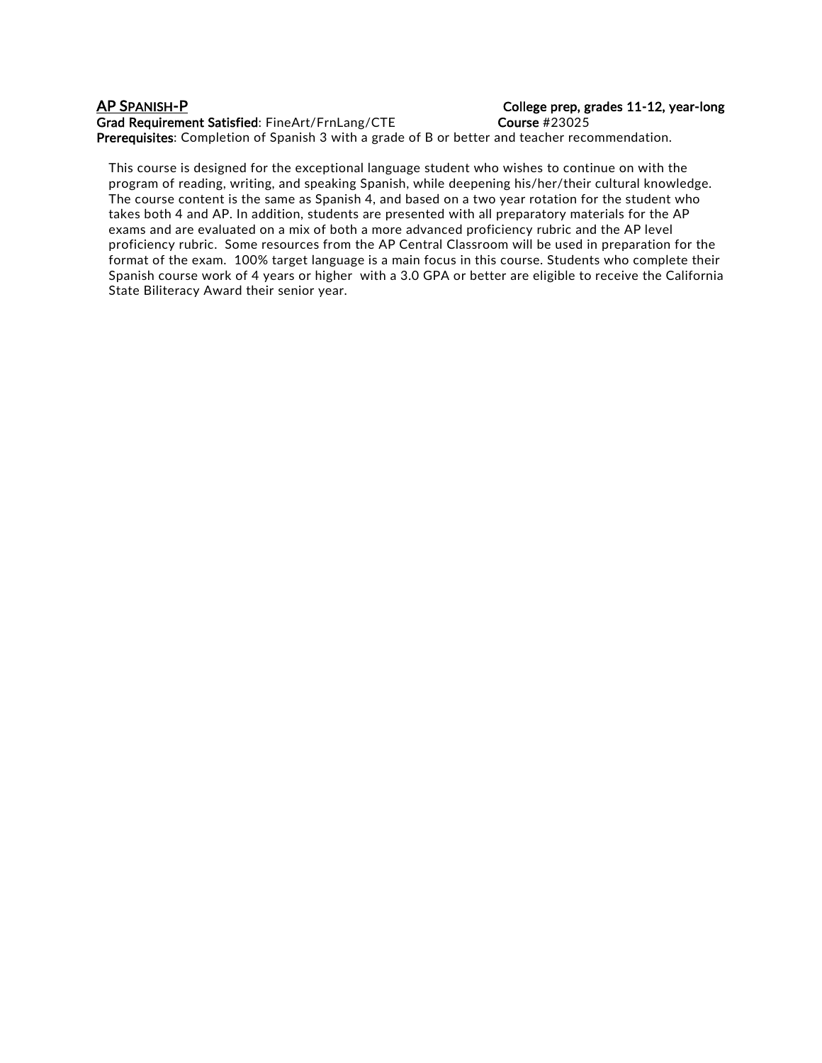### AP Spanish-P

**College prep, grades 11-12, year-long**

**Grad Requirement Satisfied**: FineArt/FrnLang/CTE **Course** #23025

**Prerequisites**: Completion of Spanish 3 with a grade of B or better and teacher recommendation.

This course is designed for the exceptional language student who wishes to continue on with the program of reading, writing, and speaking Spanish, while deepening his/her/their cultural knowledge. The course content is the same as Spanish 4, and based on a two year rotation for the student who takes both 4 and AP. In addition, students are presented with all preparatory materials for the AP exams and are evaluated on a mix of both a more advanced proficiency rubric and the AP level proficiency rubric. Some resources from the AP Central Classroom will be used in preparation for the format of the exam. 100% target language is a main focus in this course. Students who complete their Spanish course work of 4 years or higher with a 3.0 GPA or better are eligible to receive the California State Biliteracy Award their senior year.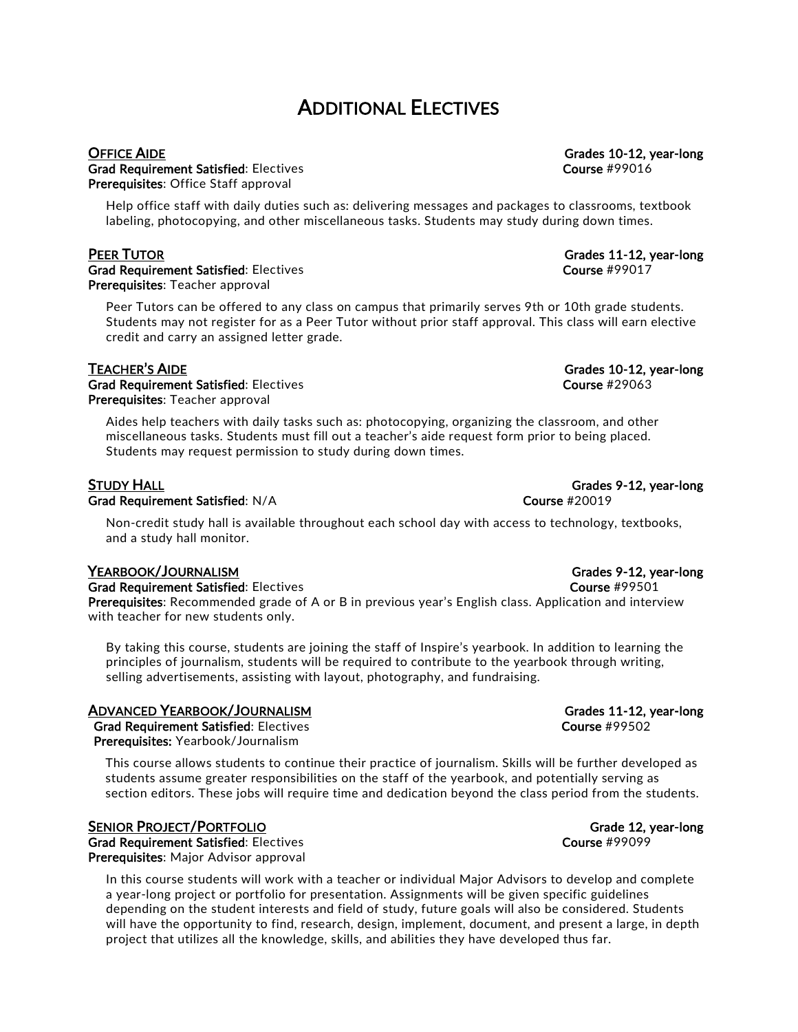# Additional Electives

## Office Aide

Grades 10-12, year-long

**Grad Requirement Satisfied**: Electives

**Course** #99016

**Prerequisites**: Office Staff approval

Help office staff with daily duties such as: delivering messages and packages to classrooms, textbook labeling, photocopying, and other miscellaneous tasks. Students may study during down times.

## Peer Tutor

Grades 11-12, year-long

**Grad Requirement Satisfied**: Electives

**Course** #99017

**Prerequisites**: Teacher approval

Peer Tutors can be offered to any class on campus that primarily serves 9th or 10th grade students. Students may not register for as a Peer Tutor without prior staff approval. This class will earn elective credit and carry an assigned letter grade.

## Teacher's Aide

Grades 10-12, year-long

**Grad Requirement Satisfied**: Electives

**Course** #29063

**Prerequisites**: Teacher approval

Aides help teachers with daily tasks such as: photocopying, organizing the classroom, and other miscellaneous tasks. Students must fill out a teacher's aide request form prior to being placed. Students may request permission to study during down times.

## Study Hall

Grades 9-12, year-long

**Grad Requirement Satisfied**: N/A

**Course** #20019

Non-credit study hall is available throughout each school day with access to technology, textbooks, and a study hall monitor.

## Yearbook/Journalism

Grades 9-12, year-long

**Grad Requirement Satisfied**: Electives

**Course** #99501

**Prerequisites**: Recommended grade of A or B in previous year's English class. Application and interview with teacher for new students only.

By taking this course, students are joining the staff of Inspire's yearbook. In addition to learning the principles of journalism, students will be required to contribute to the yearbook through writing, selling advertisements, assisting with layout, photography, and fundraising.

## Advanced Yearbook/Journalism

Grades 11-12, year-long

**Grad Requirement Satisfied**: Electives

**Course** #99502

**Prerequisites:** Yearbook/Journalism

This course allows students to continue their practice of journalism. Skills will be further developed as students assume greater responsibilities on the staff of the yearbook, and potentially serving as section editors. These jobs will require time and dedication beyond the class period from the students.

## Senior Project/Portfolio

Grade 12, year-long

**Grad Requirement Satisfied**: Electives

**Course** #99099

**Prerequisites**: Major Advisor approval

In this course students will work with a teacher or individual Major Advisors to develop and complete a year-long project or portfolio for presentation. Assignments will be given specific guidelines depending on the student interests and field of study, future goals will also be considered. Students will have the opportunity to find, research, design, implement, document, and present a large, in depth project that utilizes all the knowledge, skills, and abilities they have developed thus far.